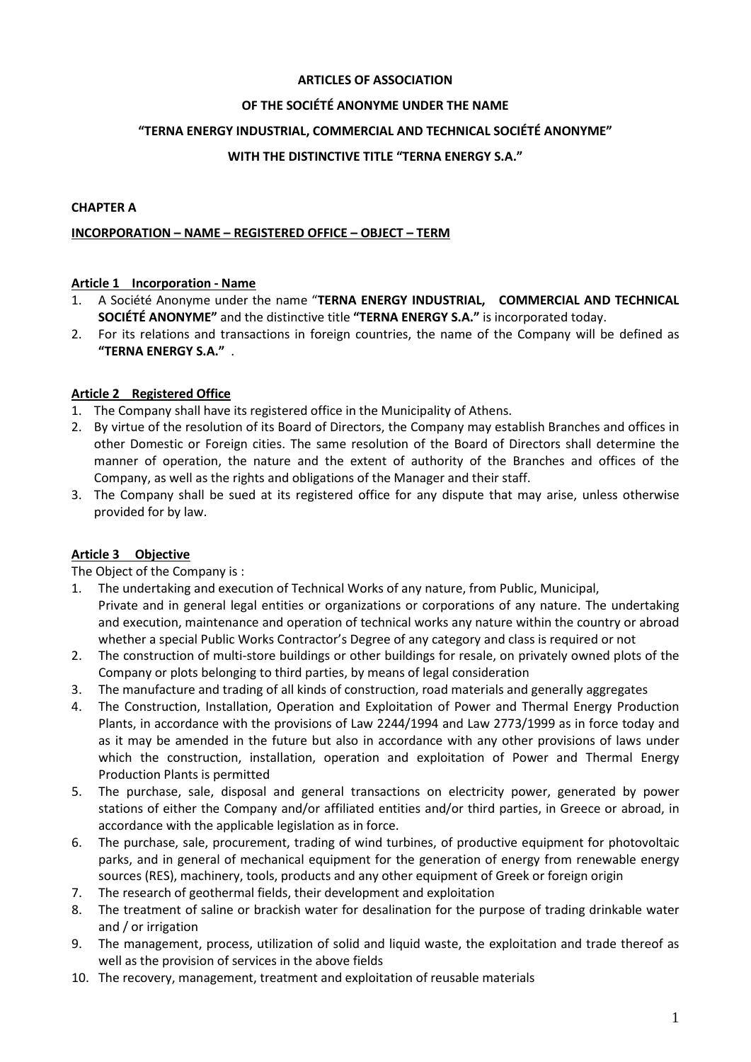# ARTICLES OF ASSOCIATION

# OF THE SOCIÉTÉ ANONYME UNDER THE NAME

# "TERNA ENERGY INDUSTRIAL, COMMERCIAL AND TECHNICAL SOCIÉTÉ ANONYME"

# WITH THE DISTINCTIVE TITLE "TERNA ENERGY S.A."

## CHAPTER A

## INCORPORATION – NAME – REGISTERED OFFICE – OBJECT – TERM

### Article 1 Incorporation - Name

1. A Société Anonyme under the name "**TERNA ENERGY INDUSTRIAL, COMMERCIAL AND TECHNICAL SOCIÉTÉ ANONYME"** and the distinctive title **"TERNA ENERGY S.A."** is incorporated today.
2. For its relations and transactions in foreign countries, the name of the Company will be defined as **"TERNA ENERGY S.A."** .

### Article 2 Registered Office

1. The Company shall have its registered office in the Municipality of Athens.
2. By virtue of the resolution of its Board of Directors, the Company may establish Branches and offices in other Domestic or Foreign cities. The same resolution of the Board of Directors shall determine the manner of operation, the nature and the extent of authority of the Branches and offices of the Company, as well as the rights and obligations of the Manager and their staff.
3. The Company shall be sued at its registered office for any dispute that may arise, unless otherwise provided for by law.

### Article 3 Objective

The Object of the Company is :

1. The undertaking and execution of Technical Works of any nature, from Public, Municipal, Private and in general legal entities or organizations or corporations of any nature. The undertaking and execution, maintenance and operation of technical works any nature within the country or abroad whether a special Public Works Contractor's Degree of any category and class is required or not
2. The construction of multi-store buildings or other buildings for resale, on privately owned plots of the Company or plots belonging to third parties, by means of legal consideration
3. The manufacture and trading of all kinds of construction, road materials and generally aggregates
4. The Construction, Installation, Operation and Exploitation of Power and Thermal Energy Production Plants, in accordance with the provisions of Law 2244/1994 and Law 2773/1999 as in force today and as it may be amended in the future but also in accordance with any other provisions of laws under which the construction, installation, operation and exploitation of Power and Thermal Energy Production Plants is permitted
5. The purchase, sale, disposal and general transactions on electricity power, generated by power stations of either the Company and/or affiliated entities and/or third parties, in Greece or abroad, in accordance with the applicable legislation as in force.
6. The purchase, sale, procurement, trading of wind turbines, of productive equipment for photovoltaic parks, and in general of machinery of mechanical equipment for the generation of energy from renewable energy sources (RES), machinery, tools, products and any other equipment of Greek or foreign origin
7. The research of geothermal fields, their development and exploitation
8. The treatment of saline or brackish water for desalination for the purpose of trading drinkable water and / or irrigation
9. The management, process, utilization of solid and liquid waste, the exploitation and trade thereof as well as the provision of services in the above fields
10. The recovery, management, treatment and exploitation of reusable materials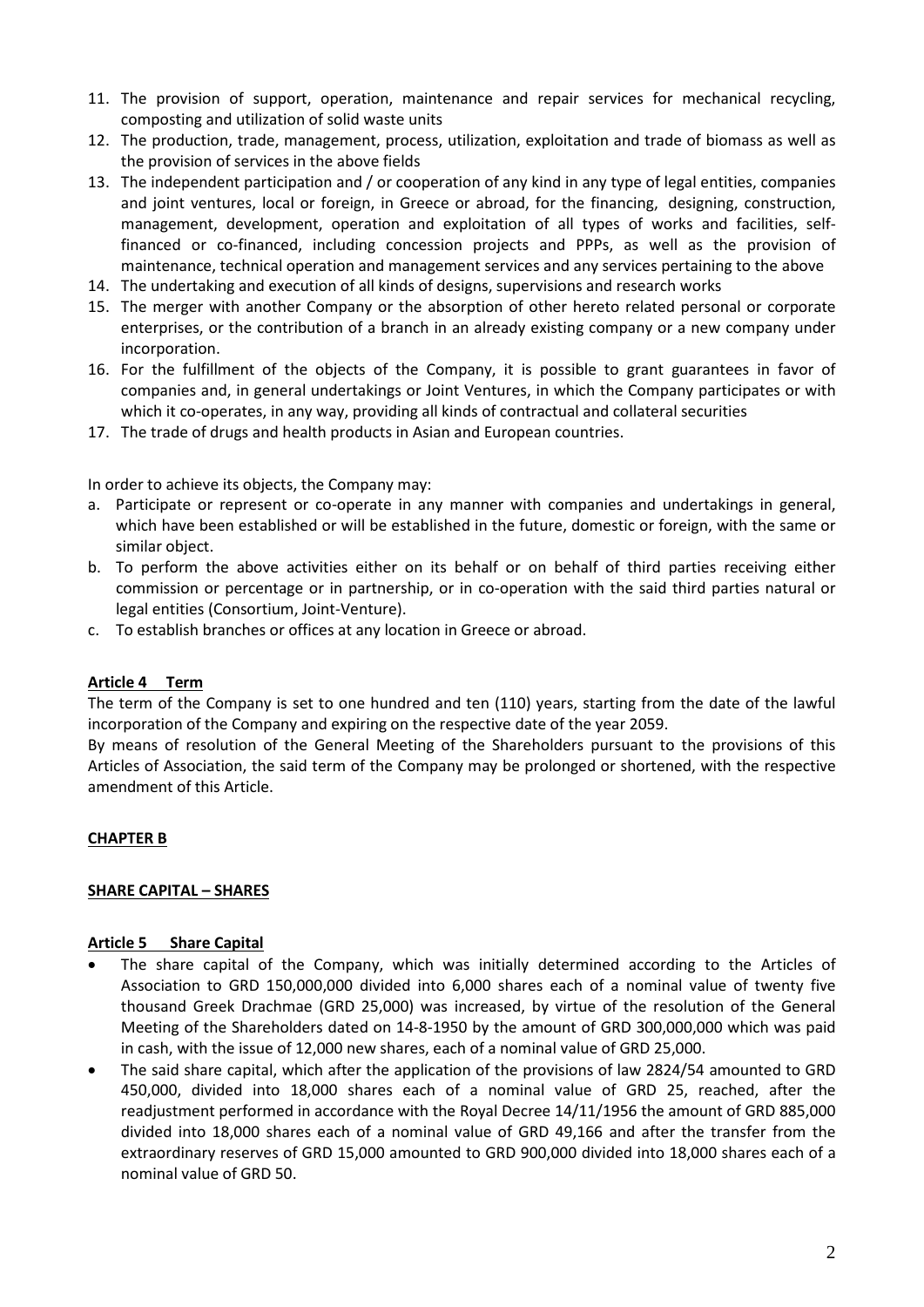11. The provision of support, operation, maintenance and repair services for mechanical recycling, composting and utilization of solid waste units
12. The production, trade, management, process, utilization, exploitation and trade of biomass as well as the provision of services in the above fields
13. The independent participation and / or cooperation of any kind in any type of legal entities, companies and joint ventures, local or foreign, in Greece or abroad, for the financing, designing, construction, management, development, operation and exploitation of all types of works and facilities, self-financed or co-financed, including concession projects and PPPs, as well as the provision of maintenance, technical operation and management services and any services pertaining to the above
14. The undertaking and execution of all kinds of designs, supervisions and research works
15. The merger with another Company or the absorption of other hereto related personal or corporate enterprises, or the contribution of a branch in an already existing company or a new company under incorporation.
16. For the fulfillment of the objects of the Company, it is possible to grant guarantees in favor of companies and, in general undertakings or Joint Ventures, in which the Company participates or with which it co-operates, in any way, providing all kinds of contractual and collateral securities
17. The trade of drugs and health products in Asian and European countries.

In order to achieve its objects, the Company may:

a. Participate or represent or co-operate in any manner with companies and undertakings in general, which have been established or will be established in the future, domestic or foreign, with the same or similar object.
b. To perform the above activities either on its behalf or on behalf of third parties receiving either commission or percentage or in partnership, or in co-operation with the said third parties natural or legal entities (Consortium, Joint-Venture).
c. To establish branches or offices at any location in Greece or abroad.

### Article 4 Term

The term of the Company is set to one hundred and ten (110) years, starting from the date of the lawful incorporation of the Company and expiring on the respective date of the year 2059.

By means of resolution of the General Meeting of the Shareholders pursuant to the provisions of this Articles of Association, the said term of the Company may be prolonged or shortened, with the respective amendment of this Article.

## CHAPTER B

## SHARE CAPITAL – SHARES

### Article 5 Share Capital

- The share capital of the Company, which was initially determined according to the Articles of Association to GRD 150,000,000 divided into 6,000 shares each of a nominal value of twenty five thousand Greek Drachmae (GRD 25,000) was increased, by virtue of the resolution of the General Meeting of the Shareholders dated on 14-8-1950 by the amount of GRD 300,000,000 which was paid in cash, with the issue of 12,000 new shares, each of a nominal value of GRD 25,000.
- The said share capital, which after the application of the provisions of law 2824/54 amounted to GRD 450,000, divided into 18,000 shares each of a nominal value of GRD 25, reached, after the readjustment performed in accordance with the Royal Decree 14/11/1956 the amount of GRD 885,000 divided into 18,000 shares each of a nominal value of GRD 49,166 and after the transfer from the extraordinary reserves of GRD 15,000 amounted to GRD 900,000 divided into 18,000 shares each of a nominal value of GRD 50.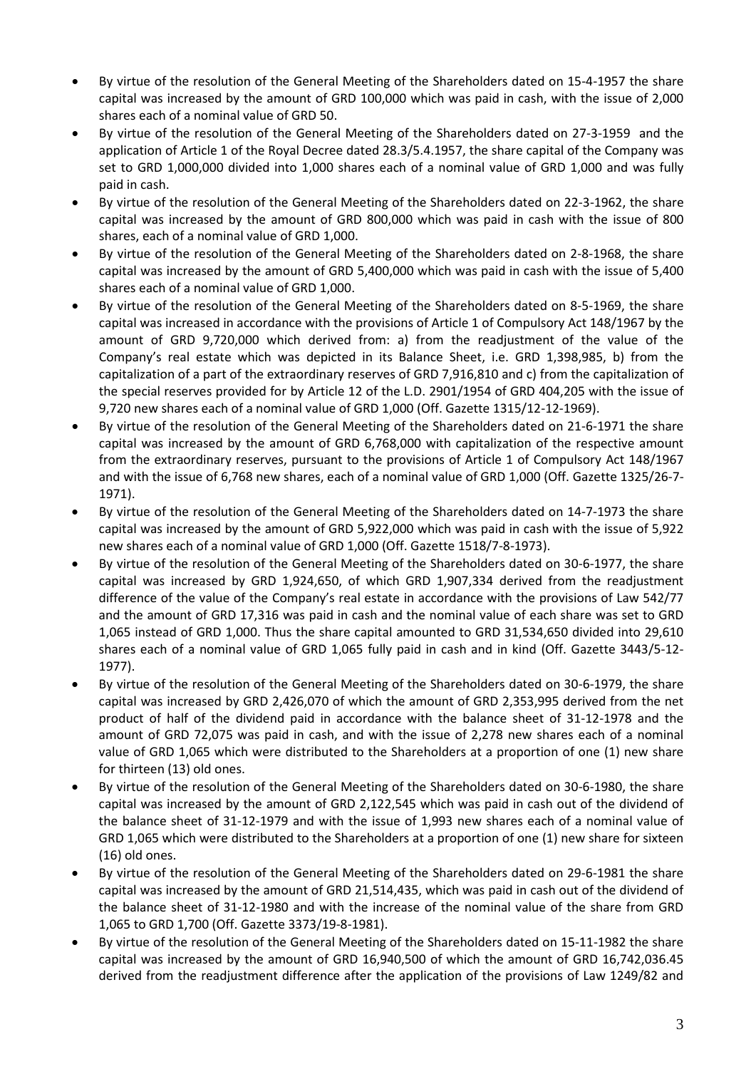- By virtue of the resolution of the General Meeting of the Shareholders dated on 15-4-1957 the share capital was increased by the amount of GRD 100,000 which was paid in cash, with the issue of 2,000 shares each of a nominal value of GRD 50.
- By virtue of the resolution of the General Meeting of the Shareholders dated on 27-3-1959 and the application of Article 1 of the Royal Decree dated 28.3/5.4.1957, the share capital of the Company was set to GRD 1,000,000 divided into 1,000 shares each of a nominal value of GRD 1,000 and was fully paid in cash.
- By virtue of the resolution of the General Meeting of the Shareholders dated on 22-3-1962, the share capital was increased by the amount of GRD 800,000 which was paid in cash with the issue of 800 shares, each of a nominal value of GRD 1,000.
- By virtue of the resolution of the General Meeting of the Shareholders dated on 2-8-1968, the share capital was increased by the amount of GRD 5,400,000 which was paid in cash with the issue of 5,400 shares each of a nominal value of GRD 1,000.
- By virtue of the resolution of the General Meeting of the Shareholders dated on 8-5-1969, the share capital was increased in accordance with the provisions of Article 1 of Compulsory Act 148/1967 by the amount of GRD 9,720,000 which derived from: a) from the readjustment of the value of the Company's real estate which was depicted in its Balance Sheet, i.e. GRD 1,398,985, b) from the capitalization of a part of the extraordinary reserves of GRD 7,916,810 and c) from the capitalization of the special reserves provided for by Article 12 of the L.D. 2901/1954 of GRD 404,205 with the issue of 9,720 new shares each of a nominal value of GRD 1,000 (Off. Gazette 1315/12-12-1969).
- By virtue of the resolution of the General Meeting of the Shareholders dated on 21-6-1971 the share capital was increased by the amount of GRD 6,768,000 with capitalization of the respective amount from the extraordinary reserves, pursuant to the provisions of Article 1 of Compulsory Act 148/1967 and with the issue of 6,768 new shares, each of a nominal value of GRD 1,000 (Off. Gazette 1325/26-7-1971).
- By virtue of the resolution of the General Meeting of the Shareholders dated on 14-7-1973 the share capital was increased by the amount of GRD 5,922,000 which was paid in cash with the issue of 5,922 new shares each of a nominal value of GRD 1,000 (Off. Gazette 1518/7-8-1973).
- By virtue of the resolution of the General Meeting of the Shareholders dated on 30-6-1977, the share capital was increased by GRD 1,924,650, of which GRD 1,907,334 derived from the readjustment difference of the value of the Company's real estate in accordance with the provisions of Law 542/77 and the amount of GRD 17,316 was paid in cash and the nominal value of each share was set to GRD 1,065 instead of GRD 1,000. Thus the share capital amounted to GRD 31,534,650 divided into 29,610 shares each of a nominal value of GRD 1,065 fully paid in cash and in kind (Off. Gazette 3443/5-12-1977).
- By virtue of the resolution of the General Meeting of the Shareholders dated on 30-6-1979, the share capital was increased by GRD 2,426,070 of which the amount of GRD 2,353,995 derived from the net product of half of the dividend paid in accordance with the balance sheet of 31-12-1978 and the amount of GRD 72,075 was paid in cash, and with the issue of 2,278 new shares each of a nominal value of GRD 1,065 which were distributed to the Shareholders at a proportion of one (1) new share for thirteen (13) old ones.
- By virtue of the resolution of the General Meeting of the Shareholders dated on 30-6-1980, the share capital was increased by the amount of GRD 2,122,545 which was paid in cash out of the dividend of the balance sheet of 31-12-1979 and with the issue of 1,993 new shares each of a nominal value of GRD 1,065 which were distributed to the Shareholders at a proportion of one (1) new share for sixteen (16) old ones.
- By virtue of the resolution of the General Meeting of the Shareholders dated on 29-6-1981 the share capital was increased by the amount of GRD 21,514,435, which was paid in cash out of the dividend of the balance sheet of 31-12-1980 and with the increase of the nominal value of the share from GRD 1,065 to GRD 1,700 (Off. Gazette 3373/19-8-1981).
- By virtue of the resolution of the General Meeting of the Shareholders dated on 15-11-1982 the share capital was increased by the amount of GRD 16,940,500 of which the amount of GRD 16,742,036.45 derived from the readjustment difference after the application of the provisions of Law 1249/82 and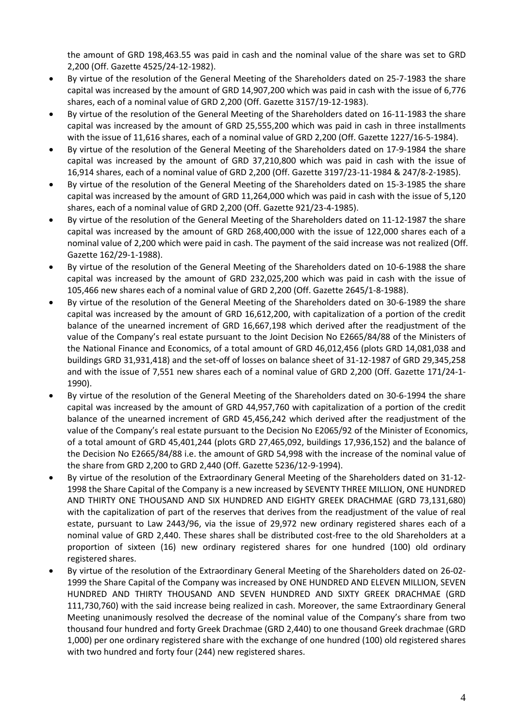the amount of GRD 198,463.55 was paid in cash and the nominal value of the share was set to GRD 2,200 (Off. Gazette 4525/24-12-1982).

- By virtue of the resolution of the General Meeting of the Shareholders dated on 25-7-1983 the share capital was increased by the amount of GRD 14,907,200 which was paid in cash with the issue of 6,776 shares, each of a nominal value of GRD 2,200 (Off. Gazette 3157/19-12-1983).
- By virtue of the resolution of the General Meeting of the Shareholders dated on 16-11-1983 the share capital was increased by the amount of GRD 25,555,200 which was paid in cash in three installments with the issue of 11,616 shares, each of a nominal value of GRD 2,200 (Off. Gazette 1227/16-5-1984).
- By virtue of the resolution of the General Meeting of the Shareholders dated on 17-9-1984 the share capital was increased by the amount of GRD 37,210,800 which was paid in cash with the issue of 16,914 shares, each of a nominal value of GRD 2,200 (Off. Gazette 3197/23-11-1984 & 247/8-2-1985).
- By virtue of the resolution of the General Meeting of the Shareholders dated on 15-3-1985 the share capital was increased by the amount of GRD 11,264,000 which was paid in cash with the issue of 5,120 shares, each of a nominal value of GRD 2,200 (Off. Gazette 921/23-4-1985).
- By virtue of the resolution of the General Meeting of the Shareholders dated on 11-12-1987 the share capital was increased by the amount of GRD 268,400,000 with the issue of 122,000 shares each of a nominal value of 2,200 which were paid in cash. The payment of the said increase was not realized (Off. Gazette 162/29-1-1988).
- By virtue of the resolution of the General Meeting of the Shareholders dated on 10-6-1988 the share capital was increased by the amount of GRD 232,025,200 which was paid in cash with the issue of 105,466 new shares each of a nominal value of GRD 2,200 (Off. Gazette 2645/1-8-1988).
- By virtue of the resolution of the General Meeting of the Shareholders dated on 30-6-1989 the share capital was increased by the amount of GRD 16,612,200, with capitalization of a portion of the credit balance of the unearned increment of GRD 16,667,198 which derived after the readjustment of the value of the Company's real estate pursuant to the Joint Decision No E2665/84/88 of the Ministers of the National Finance and Economics, of a total amount of GRD 46,012,456 (plots GRD 14,081,038 and buildings GRD 31,931,418) and the set-off of losses on balance sheet of 31-12-1987 of GRD 29,345,258 and with the issue of 7,551 new shares each of a nominal value of GRD 2,200 (Off. Gazette 171/24-1-1990).
- By virtue of the resolution of the General Meeting of the Shareholders dated on 30-6-1994 the share capital was increased by the amount of GRD 44,957,760 with capitalization of a portion of the credit balance of the unearned increment of GRD 45,456,242 which derived after the readjustment of the value of the Company's real estate pursuant to the Decision No E2065/92 of the Minister of Economics, of a total amount of GRD 45,401,244 (plots GRD 27,465,092, buildings 17,936,152) and the balance of the Decision No E2665/84/88 i.e. the amount of GRD 54,998 with the increase of the nominal value of the share from GRD 2,200 to GRD 2,440 (Off. Gazette 5236/12-9-1994).
- By virtue of the resolution of the Extraordinary General Meeting of the Shareholders dated on 31-12-1998 the Share Capital of the Company is a new increased by SEVENTY THREE MILLION, ONE HUNDRED AND THIRTY ONE THOUSAND AND SIX HUNDRED AND EIGHTY GREEK DRACHMAE (GRD 73,131,680) with the capitalization of part of the reserves that derives from the readjustment of the value of real estate, pursuant to Law 2443/96, via the issue of 29,972 new ordinary registered shares each of a nominal value of GRD 2,440. These shares shall be distributed cost-free to the old Shareholders at a proportion of sixteen (16) new ordinary registered shares for one hundred (100) old ordinary registered shares.
- By virtue of the resolution of the Extraordinary General Meeting of the Shareholders dated on 26-02-1999 the Share Capital of the Company was increased by ONE HUNDRED AND ELEVEN MILLION, SEVEN HUNDRED AND THIRTY THOUSAND AND SEVEN HUNDRED AND SIXTY GREEK DRACHMAE (GRD 111,730,760) with the said increase being realized in cash. Moreover, the same Extraordinary General Meeting unanimously resolved the decrease of the nominal value of the Company's share from two thousand four hundred and forty Greek Drachmae (GRD 2,440) to one thousand Greek drachmae (GRD 1,000) per one ordinary registered share with the exchange of one hundred (100) old registered shares with two hundred and forty four (244) new registered shares.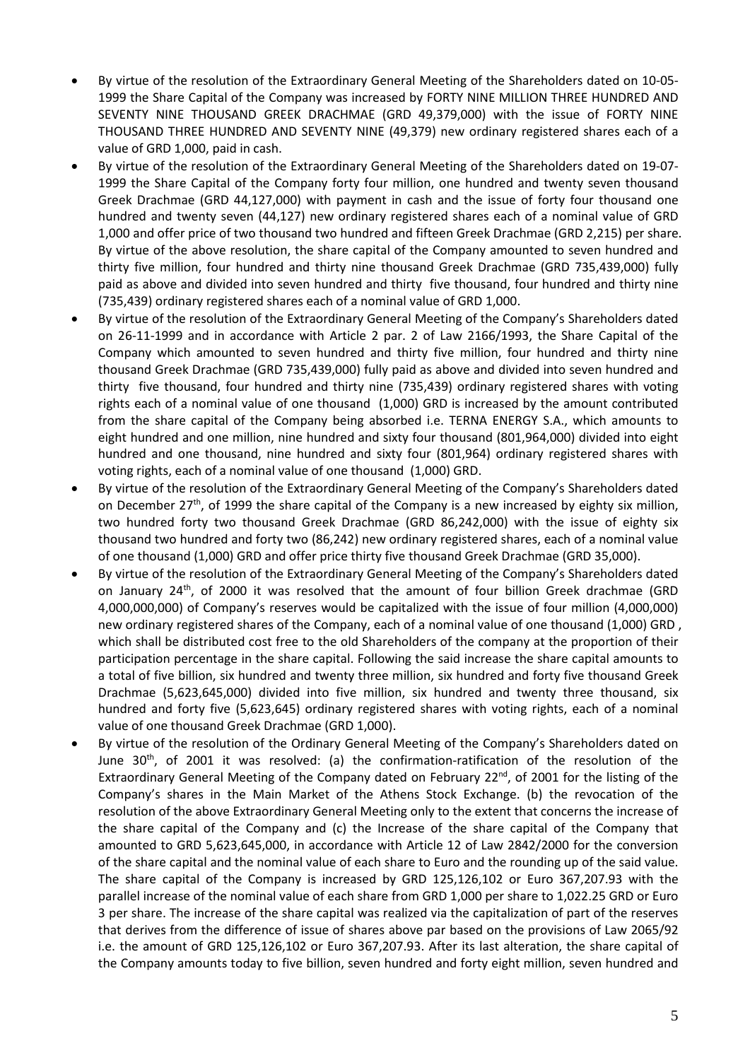- By virtue of the resolution of the Extraordinary General Meeting of the Shareholders dated on 10-05-1999 the Share Capital of the Company was increased by FORTY NINE MILLION THREE HUNDRED AND SEVENTY NINE THOUSAND GREEK DRACHMAE (GRD 49,379,000) with the issue of FORTY NINE THOUSAND THREE HUNDRED AND SEVENTY NINE (49,379) new ordinary registered shares each of a value of GRD 1,000, paid in cash.
- By virtue of the resolution of the Extraordinary General Meeting of the Shareholders dated on 19-07-1999 the Share Capital of the Company forty four million, one hundred and twenty seven thousand Greek Drachmae (GRD 44,127,000) with payment in cash and the issue of forty four thousand one hundred and twenty seven (44,127) new ordinary registered shares each of a nominal value of GRD 1,000 and offer price of two thousand two hundred and fifteen Greek Drachmae (GRD 2,215) per share. By virtue of the above resolution, the share capital of the Company amounted to seven hundred and thirty five million, four hundred and thirty nine thousand Greek Drachmae (GRD 735,439,000) fully paid as above and divided into seven hundred and thirty five thousand, four hundred and thirty nine (735,439) ordinary registered shares each of a nominal value of GRD 1,000.
- By virtue of the resolution of the Extraordinary General Meeting of the Company's Shareholders dated on 26-11-1999 and in accordance with Article 2 par. 2 of Law 2166/1993, the Share Capital of the Company which amounted to seven hundred and thirty five million, four hundred and thirty nine thousand Greek Drachmae (GRD 735,439,000) fully paid as above and divided into seven hundred and thirty five thousand, four hundred and thirty nine (735,439) ordinary registered shares with voting rights each of a nominal value of one thousand (1,000) GRD is increased by the amount contributed from the share capital of the Company being absorbed i.e. TERNA ENERGY S.A., which amounts to eight hundred and one million, nine hundred and sixty four thousand (801,964,000) divided into eight hundred and one thousand, nine hundred and sixty four (801,964) ordinary registered shares with voting rights, each of a nominal value of one thousand (1,000) GRD.
- By virtue of the resolution of the Extraordinary General Meeting of the Company's Shareholders dated on December 27th, of 1999 the share capital of the Company is a new increased by eighty six million, two hundred forty two thousand Greek Drachmae (GRD 86,242,000) with the issue of eighty six thousand two hundred and forty two (86,242) new ordinary registered shares, each of a nominal value of one thousand (1,000) GRD and offer price thirty five thousand Greek Drachmae (GRD 35,000).
- By virtue of the resolution of the Extraordinary General Meeting of the Company's Shareholders dated on January 24th, of 2000 it was resolved that the amount of four billion Greek drachmae (GRD 4,000,000,000) of Company's reserves would be capitalized with the issue of four million (4,000,000) new ordinary registered shares of the Company, each of a nominal value of one thousand (1,000) GRD , which shall be distributed cost free to the old Shareholders of the company at the proportion of their participation percentage in the share capital. Following the said increase the share capital amounts to a total of five billion, six hundred and twenty three million, six hundred and forty five thousand Greek Drachmae (5,623,645,000) divided into five million, six hundred and twenty three thousand, six hundred and forty five (5,623,645) ordinary registered shares with voting rights, each of a nominal value of one thousand Greek Drachmae (GRD 1,000).
- By virtue of the resolution of the Ordinary General Meeting of the Company's Shareholders dated on June 30th, of 2001 it was resolved: (a) the confirmation-ratification of the resolution of the Extraordinary General Meeting of the Company dated on February 22nd, of 2001 for the listing of the Company's shares in the Main Market of the Athens Stock Exchange. (b) the revocation of the resolution of the above Extraordinary General Meeting only to the extent that concerns the increase of the share capital of the Company and (c) the Increase of the share capital of the Company that amounted to GRD 5,623,645,000, in accordance with Article 12 of Law 2842/2000 for the conversion of the share capital and the nominal value of each share to Euro and the rounding up of the said value. The share capital of the Company is increased by GRD 125,126,102 or Euro 367,207.93 with the parallel increase of the nominal value of each share from GRD 1,000 per share to 1,022.25 GRD or Euro 3 per share. The increase of the share capital was realized via the capitalization of part of the reserves that derives from the difference of issue of shares above par based on the provisions of Law 2065/92 i.e. the amount of GRD 125,126,102 or Euro 367,207.93. After its last alteration, the share capital of the Company amounts today to five billion, seven hundred and forty eight million, seven hundred and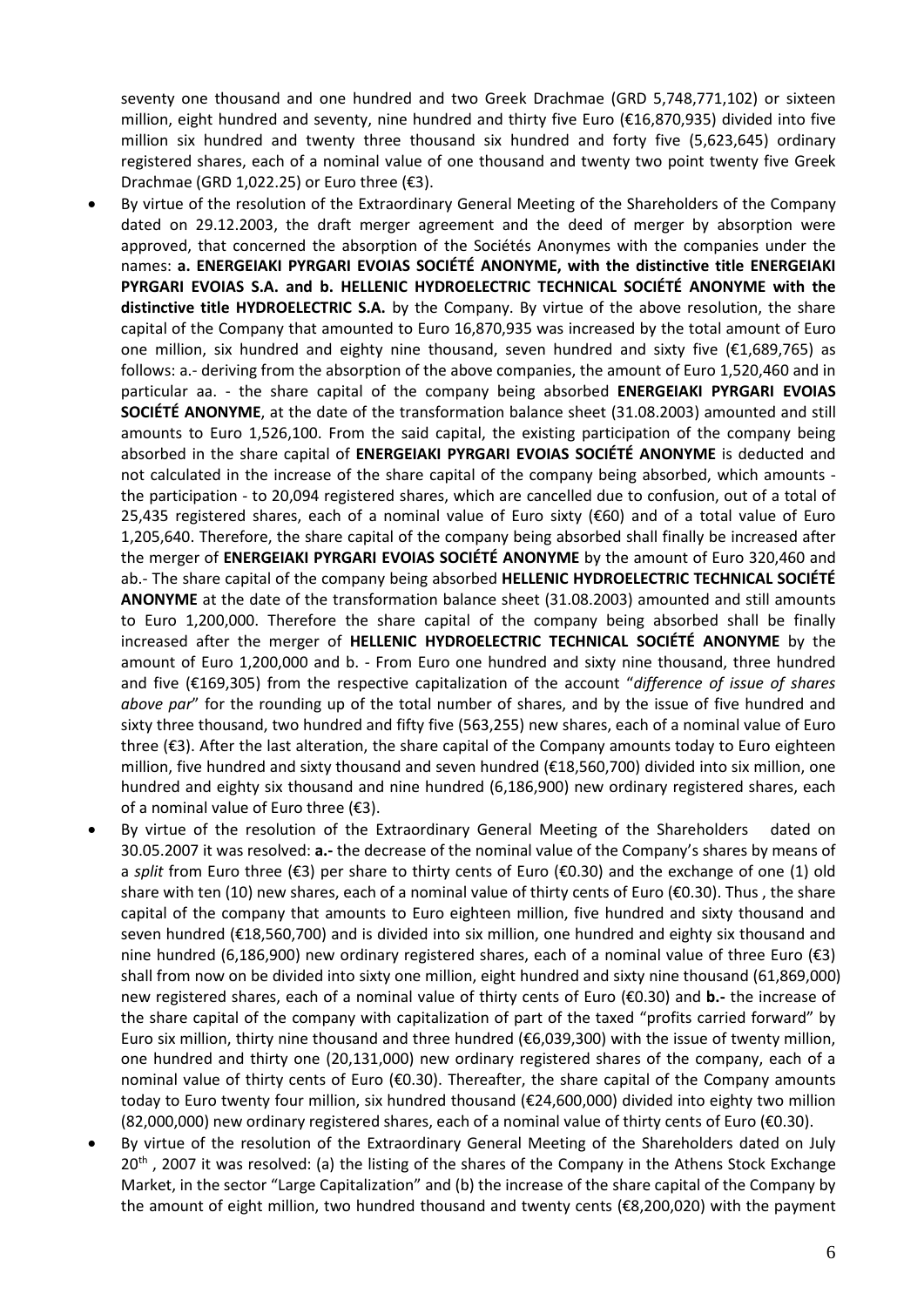seventy one thousand and one hundred and two Greek Drachmae (GRD 5,748,771,102) or sixteen million, eight hundred and seventy, nine hundred and thirty five Euro (€16,870,935) divided into five million six hundred and twenty three thousand six hundred and forty five (5,623,645) ordinary registered shares, each of a nominal value of one thousand and twenty two point twenty five Greek Drachmae (GRD 1,022.25) or Euro three (€3).

- By virtue of the resolution of the Extraordinary General Meeting of the Shareholders of the Company dated on 29.12.2003, the draft merger agreement and the deed of merger by absorption were approved, that concerned the absorption of the Sociétés Anonymes with the companies under the names: **a. ENERGEIAKI PYRGARI EVOIAS SOCIÉTÉ ANONYME, with the distinctive title ENERGEIAKI PYRGARI EVOIAS S.A. and b. HELLENIC HYDROELECTRIC TECHNICAL SOCIÉTÉ ANONYME with the distinctive title HYDROELECTRIC S.A.** by the Company. By virtue of the above resolution, the share capital of the Company that amounted to Euro 16,870,935 was increased by the total amount of Euro one million, six hundred and eighty nine thousand, seven hundred and sixty five (€1,689,765) as follows: a.- deriving from the absorption of the above companies, the amount of Euro 1,520,460 and in particular aa. - the share capital of the company being absorbed **ENERGEIAKI PYRGARI EVOIAS SOCIÉTÉ ANONYME**, at the date of the transformation balance sheet (31.08.2003) amounted and still amounts to Euro 1,526,100. From the said capital, the existing participation of the company being absorbed in the share capital of **ENERGEIAKI PYRGARI EVOIAS SOCIÉTÉ ANONYME** is deducted and not calculated in the increase of the share capital of the company being absorbed, which amounts - the participation - to 20,094 registered shares, which are cancelled due to confusion, out of a total of 25,435 registered shares, each of a nominal value of Euro sixty (€60) and of a total value of Euro 1,205,640. Therefore, the share capital of the company being absorbed shall finally be increased after the merger of **ENERGEIAKI PYRGARI EVOIAS SOCIÉTÉ ANONYME** by the amount of Euro 320,460 and ab.- The share capital of the company being absorbed **HELLENIC HYDROELECTRIC TECHNICAL SOCIÉTÉ ANONYME** at the date of the transformation balance sheet (31.08.2003) amounted and still amounts to Euro 1,200,000. Therefore the share capital of the company being absorbed shall be finally increased after the merger of **HELLENIC HYDROELECTRIC TECHNICAL SOCIÉTÉ ANONYME** by the amount of Euro 1,200,000 and b. - From Euro one hundred and sixty nine thousand, three hundred and five (€169,305) from the respective capitalization of the account "*difference of issue of shares above par*" for the rounding up of the total number of shares, and by the issue of five hundred and sixty three thousand, two hundred and fifty five (563,255) new shares, each of a nominal value of Euro three (€3). After the last alteration, the share capital of the Company amounts today to Euro eighteen million, five hundred and sixty thousand and seven hundred (€18,560,700) divided into six million, one hundred and eighty six thousand and nine hundred (6,186,900) new ordinary registered shares, each of a nominal value of Euro three (€3).
- By virtue of the resolution of the Extraordinary General Meeting of the Shareholders dated on 30.05.2007 it was resolved: **a.-** the decrease of the nominal value of the Company's shares by means of a *split* from Euro three (€3) per share to thirty cents of Euro (€0.30) and the exchange of one (1) old share with ten (10) new shares, each of a nominal value of thirty cents of Euro (€0.30). Thus , the share capital of the company that amounts to Euro eighteen million, five hundred and sixty thousand and seven hundred (€18,560,700) and is divided into six million, one hundred and eighty six thousand and nine hundred (6,186,900) new ordinary registered shares, each of a nominal value of three Euro (€3) shall from now on be divided into sixty one million, eight hundred and sixty nine thousand (61,869,000) new registered shares, each of a nominal value of thirty cents of Euro (€0.30) and **b.-** the increase of the share capital of the company with capitalization of part of the taxed "profits carried forward" by Euro six million, thirty nine thousand and three hundred (€6,039,300) with the issue of twenty million, one hundred and thirty one (20,131,000) new ordinary registered shares of the company, each of a nominal value of thirty cents of Euro (€0.30). Thereafter, the share capital of the Company amounts today to Euro twenty four million, six hundred thousand (€24,600,000) divided into eighty two million (82,000,000) new ordinary registered shares, each of a nominal value of thirty cents of Euro (€0.30).
- By virtue of the resolution of the Extraordinary General Meeting of the Shareholders dated on July 20[th] , 2007 it was resolved: (a) the listing of the shares of the Company in the Athens Stock Exchange Market, in the sector "Large Capitalization" and (b) the increase of the share capital of the Company by the amount of eight million, two hundred thousand and twenty cents (€8,200,020) with the payment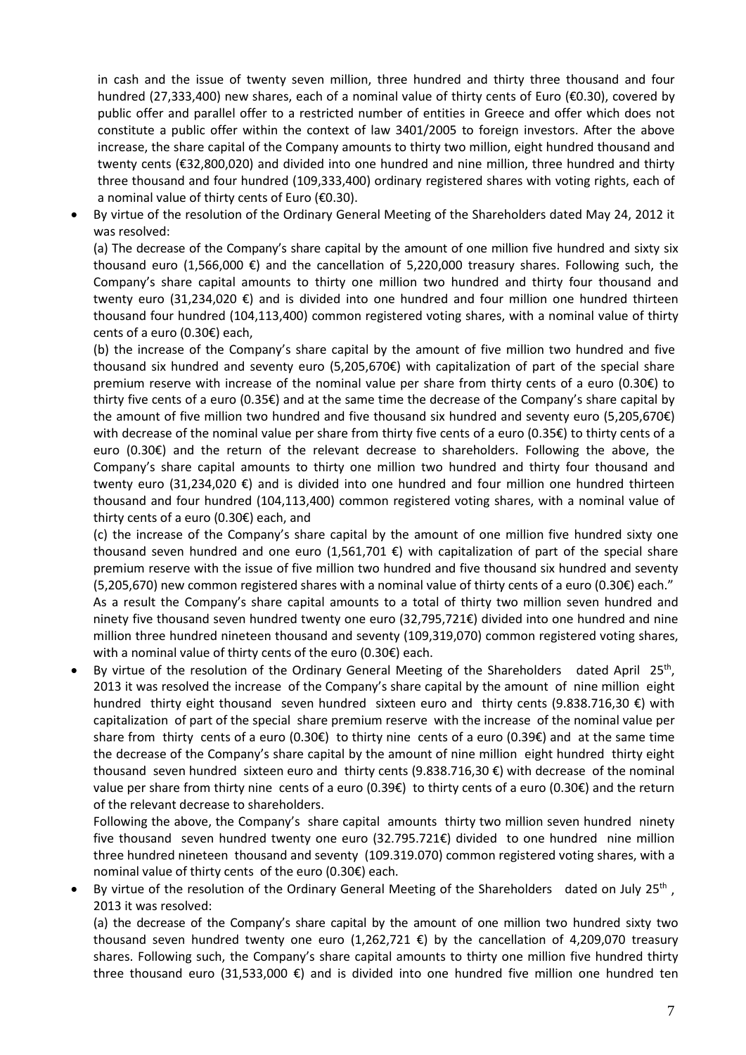in cash and the issue of twenty seven million, three hundred and thirty three thousand and four hundred (27,333,400) new shares, each of a nominal value of thirty cents of Euro (€0.30), covered by public offer and parallel offer to a restricted number of entities in Greece and offer which does not constitute a public offer within the context of law 3401/2005 to foreign investors. After the above increase, the share capital of the Company amounts to thirty two million, eight hundred thousand and twenty cents (€32,800,020) and divided into one hundred and nine million, three hundred and thirty three thousand and four hundred (109,333,400) ordinary registered shares with voting rights, each of a nominal value of thirty cents of Euro (€0.30).

- By virtue of the resolution of the Ordinary General Meeting of the Shareholders dated May 24, 2012 it was resolved:

  (a) The decrease of the Company's share capital by the amount of one million five hundred and sixty six thousand euro (1,566,000 €) and the cancellation of 5,220,000 treasury shares. Following such, the Company's share capital amounts to thirty one million two hundred and thirty four thousand and twenty euro (31,234,020 €) and is divided into one hundred and four million one hundred thirteen thousand four hundred (104,113,400) common registered voting shares, with a nominal value of thirty cents of a euro (0.30€) each,

  (b) the increase of the Company's share capital by the amount of five million two hundred and five thousand six hundred and seventy euro (5,205,670€) with capitalization of part of the special share premium reserve with increase of the nominal value per share from thirty cents of a euro (0.30€) to thirty five cents of a euro (0.35€) and at the same time the decrease of the Company's share capital by the amount of five million two hundred and five thousand six hundred and seventy euro (5,205,670€) with decrease of the nominal value per share from thirty five cents of a euro (0.35€) to thirty cents of a euro (0.30€) and the return of the relevant decrease to shareholders. Following the above, the Company's share capital amounts to thirty one million two hundred and thirty four thousand and twenty euro (31,234,020 €) and is divided into one hundred and four million one hundred thirteen thousand and four hundred (104,113,400) common registered voting shares, with a nominal value of thirty cents of a euro (0.30€) each, and

  (c) the increase of the Company's share capital by the amount of one million five hundred sixty one thousand seven hundred and one euro (1,561,701 €) with capitalization of part of the special share premium reserve with the issue of five million two hundred and five thousand six hundred and seventy (5,205,670) new common registered shares with a nominal value of thirty cents of a euro (0.30€) each."

  As a result the Company's share capital amounts to a total of thirty two million seven hundred and ninety five thousand seven hundred twenty one euro (32,795,721€) divided into one hundred and nine million three hundred nineteen thousand and seventy (109,319,070) common registered voting shares, with a nominal value of thirty cents of the euro (0.30€) each.

- By virtue of the resolution of the Ordinary General Meeting of the Shareholders dated April 25th, 2013 it was resolved the increase of the Company's share capital by the amount of nine million eight hundred thirty eight thousand seven hundred sixteen euro and thirty cents (9.838.716,30 €) with capitalization of part of the special share premium reserve with the increase of the nominal value per share from thirty cents of a euro (0.30€) to thirty nine cents of a euro (0.39€) and at the same time the decrease of the Company's share capital by the amount of nine million eight hundred thirty eight thousand seven hundred sixteen euro and thirty cents (9.838.716,30 €) with decrease of the nominal value per share from thirty nine cents of a euro (0.39€) to thirty cents of a euro (0.30€) and the return of the relevant decrease to shareholders.

  Following the above, the Company's share capital amounts thirty two million seven hundred ninety five thousand seven hundred twenty one euro (32.795.721€) divided to one hundred nine million three hundred nineteen thousand and seventy (109.319.070) common registered voting shares, with a nominal value of thirty cents of the euro (0.30€) each.

- By virtue of the resolution of the Ordinary General Meeting of the Shareholders dated on July 25th, 2013 it was resolved:

  (a) the decrease of the Company's share capital by the amount of one million two hundred sixty two thousand seven hundred twenty one euro (1,262,721 €) by the cancellation of 4,209,070 treasury shares. Following such, the Company's share capital amounts to thirty one million five hundred thirty three thousand euro (31,533,000 €) and is divided into one hundred five million one hundred ten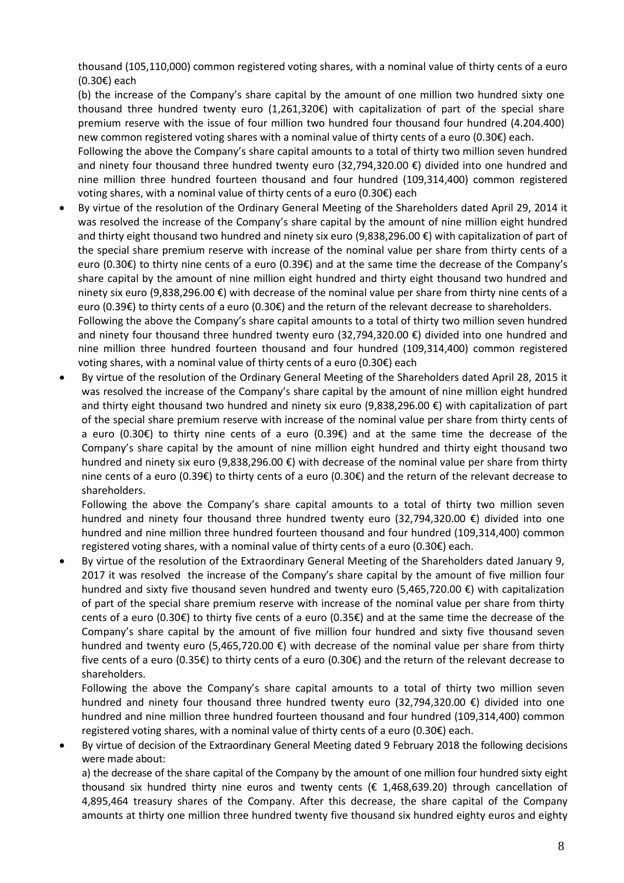thousand (105,110,000) common registered voting shares, with a nominal value of thirty cents of a euro (0.30€) each

(b) the increase of the Company's share capital by the amount of one million two hundred sixty one thousand three hundred twenty euro (1,261,320€) with capitalization of part of the special share premium reserve with the issue of four million two hundred four thousand four hundred (4.204.400) new common registered voting shares with a nominal value of thirty cents of a euro (0.30€) each.

Following the above the Company's share capital amounts to a total of thirty two million seven hundred and ninety four thousand three hundred twenty euro (32,794,320.00 €) divided into one hundred and nine million three hundred fourteen thousand and four hundred (109,314,400) common registered voting shares, with a nominal value of thirty cents of a euro (0.30€) each

- By virtue of the resolution of the Ordinary General Meeting of the Shareholders dated April 29, 2014 it was resolved the increase of the Company's share capital by the amount of nine million eight hundred and thirty eight thousand two hundred and ninety six euro (9,838,296.00 €) with capitalization of part of the special share premium reserve with increase of the nominal value per share from thirty cents of a euro (0.30€) to thirty nine cents of a euro (0.39€) and at the same time the decrease of the Company's share capital by the amount of nine million eight hundred and thirty eight thousand two hundred and ninety six euro (9,838,296.00 €) with decrease of the nominal value per share from thirty nine cents of a euro (0.39€) to thirty cents of a euro (0.30€) and the return of the relevant decrease to shareholders.

  Following the above the Company's share capital amounts to a total of thirty two million seven hundred and ninety four thousand three hundred twenty euro (32,794,320.00 €) divided into one hundred and nine million three hundred fourteen thousand and four hundred (109,314,400) common registered voting shares, with a nominal value of thirty cents of a euro (0.30€) each

- By virtue of the resolution of the Ordinary General Meeting of the Shareholders dated April 28, 2015 it was resolved the increase of the Company's share capital by the amount of nine million eight hundred and thirty eight thousand two hundred and ninety six euro (9,838,296.00 €) with capitalization of part of the special share premium reserve with increase of the nominal value per share from thirty cents of a euro (0.30€) to thirty nine cents of a euro (0.39€) and at the same time the decrease of the Company's share capital by the amount of nine million eight hundred and thirty eight thousand two hundred and ninety six euro (9,838,296.00 €) with decrease of the nominal value per share from thirty nine cents of a euro (0.39€) to thirty cents of a euro (0.30€) and the return of the relevant decrease to shareholders.

  Following the above the Company's share capital amounts to a total of thirty two million seven hundred and ninety four thousand three hundred twenty euro (32,794,320.00 €) divided into one hundred and nine million three hundred fourteen thousand and four hundred (109,314,400) common registered voting shares, with a nominal value of thirty cents of a euro (0.30€) each.

- By virtue of the resolution of the Extraordinary General Meeting of the Shareholders dated January 9, 2017 it was resolved the increase of the Company's share capital by the amount of five million four hundred and sixty five thousand seven hundred and twenty euro (5,465,720.00 €) with capitalization of part of the special share premium reserve with increase of the nominal value per share from thirty cents of a euro (0.30€) to thirty five cents of a euro (0.35€) and at the same time the decrease of the Company's share capital by the amount of five million four hundred and sixty five thousand seven hundred and twenty euro (5,465,720.00 €) with decrease of the nominal value per share from thirty five cents of a euro (0.35€) to thirty cents of a euro (0.30€) and the return of the relevant decrease to shareholders.

  Following the above the Company's share capital amounts to a total of thirty two million seven hundred and ninety four thousand three hundred twenty euro (32,794,320.00 €) divided into one hundred and nine million three hundred fourteen thousand and four hundred (109,314,400) common registered voting shares, with a nominal value of thirty cents of a euro (0.30€) each.

- By virtue of decision of the Extraordinary General Meeting dated 9 February 2018 the following decisions were made about:

  a) the decrease of the share capital of the Company by the amount of one million four hundred sixty eight thousand six hundred thirty nine euros and twenty cents (€ 1,468,639.20) through cancellation of 4,895,464 treasury shares of the Company. After this decrease, the share capital of the Company amounts at thirty one million three hundred twenty five thousand six hundred eighty euros and eighty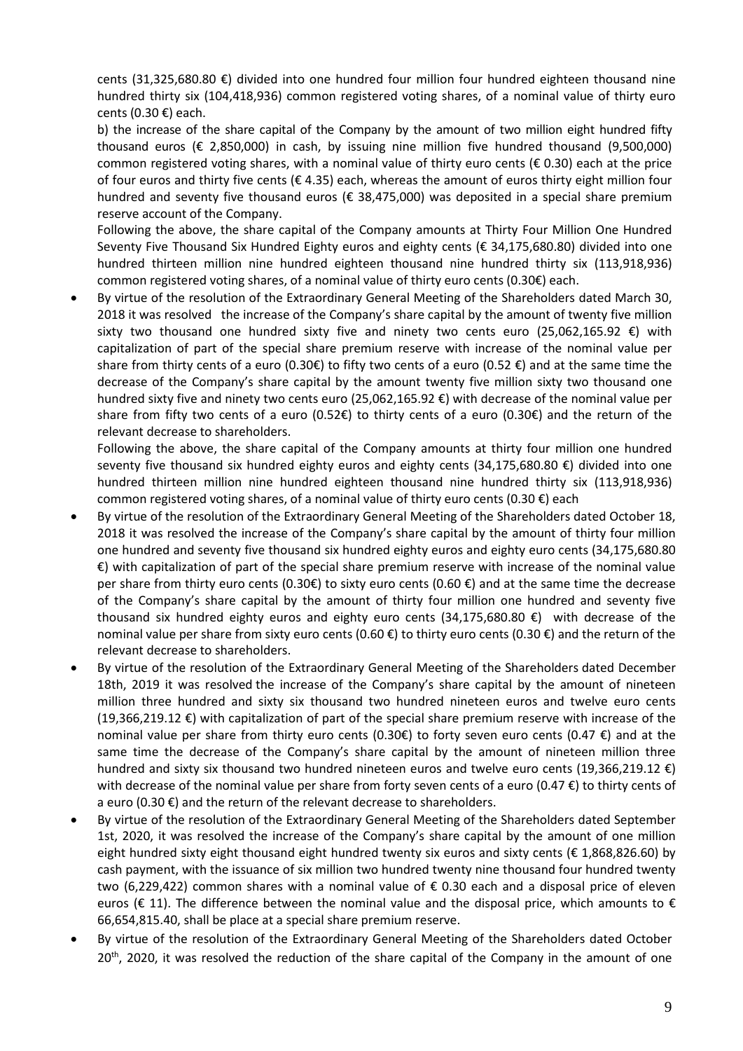cents (31,325,680.80 €) divided into one hundred four million four hundred eighteen thousand nine hundred thirty six (104,418,936) common registered voting shares, of a nominal value of thirty euro cents (0.30 €) each.

b) the increase of the share capital of the Company by the amount of two million eight hundred fifty thousand euros (€ 2,850,000) in cash, by issuing nine million five hundred thousand (9,500,000) common registered voting shares, with a nominal value of thirty euro cents (€ 0.30) each at the price of four euros and thirty five cents (€ 4.35) each, whereas the amount of euros thirty eight million four hundred and seventy five thousand euros (€ 38,475,000) was deposited in a special share premium reserve account of the Company.

Following the above, the share capital of the Company amounts at Thirty Four Million One Hundred Seventy Five Thousand Six Hundred Eighty euros and eighty cents (€ 34,175,680.80) divided into one hundred thirteen million nine hundred eighteen thousand nine hundred thirty six (113,918,936) common registered voting shares, of a nominal value of thirty euro cents (0.30€) each.

- By virtue of the resolution of the Extraordinary General Meeting of the Shareholders dated March 30, 2018 it was resolved the increase of the Company's share capital by the amount of twenty five million sixty two thousand one hundred sixty five and ninety two cents euro (25,062,165.92 €) with capitalization of part of the special share premium reserve with increase of the nominal value per share from thirty cents of a euro (0.30€) to fifty two cents of a euro (0.52 €) and at the same time the decrease of the Company's share capital by the amount twenty five million sixty two thousand one hundred sixty five and ninety two cents euro (25,062,165.92 €) with decrease of the nominal value per share from fifty two cents of a euro (0.52€) to thirty cents of a euro (0.30€) and the return of the relevant decrease to shareholders.

  Following the above, the share capital of the Company amounts at thirty four million one hundred seventy five thousand six hundred eighty euros and eighty cents (34,175,680.80 €) divided into one hundred thirteen million nine hundred eighteen thousand nine hundred thirty six (113,918,936) common registered voting shares, of a nominal value of thirty euro cents (0.30 €) each
- By virtue of the resolution of the Extraordinary General Meeting of the Shareholders dated October 18, 2018 it was resolved the increase of the Company's share capital by the amount of thirty four million one hundred and seventy five thousand six hundred eighty euros and eighty euro cents (34,175,680.80 €) with capitalization of part of the special share premium reserve with increase of the nominal value per share from thirty euro cents (0.30€) to sixty euro cents (0.60 €) and at the same time the decrease of the Company's share capital by the amount of thirty four million one hundred and seventy five thousand six hundred eighty euros and eighty euro cents (34,175,680.80 €) with decrease of the nominal value per share from sixty euro cents (0.60 €) to thirty euro cents (0.30 €) and the return of the relevant decrease to shareholders.
- By virtue of the resolution of the Extraordinary General Meeting of the Shareholders dated December 18th, 2019 it was resolved the increase of the Company's share capital by the amount of nineteen million three hundred and sixty six thousand two hundred nineteen euros and twelve euro cents (19,366,219.12 €) with capitalization of part of the special share premium reserve with increase of the nominal value per share from thirty euro cents (0.30€) to forty seven euro cents (0.47 €) and at the same time the decrease of the Company's share capital by the amount of nineteen million three hundred and sixty six thousand two hundred nineteen euros and twelve euro cents (19,366,219.12 €) with decrease of the nominal value per share from forty seven cents of a euro (0.47 €) to thirty cents of a euro (0.30 €) and the return of the relevant decrease to shareholders.
- By virtue of the resolution of the Extraordinary General Meeting of the Shareholders dated September 1st, 2020, it was resolved the increase of the Company's share capital by the amount of one million eight hundred sixty eight thousand eight hundred twenty six euros and sixty cents (€ 1,868,826.60) by cash payment, with the issuance of six million two hundred twenty nine thousand four hundred twenty two (6,229,422) common shares with a nominal value of € 0.30 each and a disposal price of eleven euros (€ 11). The difference between the nominal value and the disposal price, which amounts to € 66,654,815.40, shall be place at a special share premium reserve.
- By virtue of the resolution of the Extraordinary General Meeting of the Shareholders dated October 20th, 2020, it was resolved the reduction of the share capital of the Company in the amount of one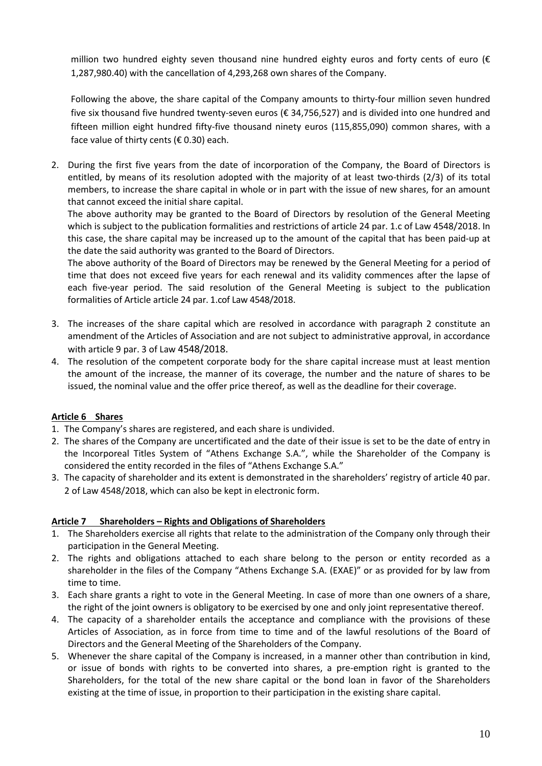million two hundred eighty seven thousand nine hundred eighty euros and forty cents of euro (€ 1,287,980.40) with the cancellation of 4,293,268 own shares of the Company.

Following the above, the share capital of the Company amounts to thirty-four million seven hundred five six thousand five hundred twenty-seven euros (€ 34,756,527) and is divided into one hundred and fifteen million eight hundred fifty-five thousand ninety euros (115,855,090) common shares, with a face value of thirty cents (€ 0.30) each.

2. During the first five years from the date of incorporation of the Company, the Board of Directors is entitled, by means of its resolution adopted with the majority of at least two-thirds (2/3) of its total members, to increase the share capital in whole or in part with the issue of new shares, for an amount that cannot exceed the initial share capital.
   The above authority may be granted to the Board of Directors by resolution of the General Meeting which is subject to the publication formalities and restrictions of article 24 par. 1.c of Law 4548/2018. In this case, the share capital may be increased up to the amount of the capital that has been paid-up at the date the said authority was granted to the Board of Directors.
   The above authority of the Board of Directors may be renewed by the General Meeting for a period of time that does not exceed five years for each renewal and its validity commences after the lapse of each five-year period. The said resolution of the General Meeting is subject to the publication formalities of Article article 24 par. 1.cof Law 4548/2018.
3. The increases of the share capital which are resolved in accordance with paragraph 2 constitute an amendment of the Articles of Association and are not subject to administrative approval, in accordance with article 9 par. 3 of Law 4548/2018.
4. The resolution of the competent corporate body for the share capital increase must at least mention the amount of the increase, the manner of its coverage, the number and the nature of shares to be issued, the nominal value and the offer price thereof, as well as the deadline for their coverage.

**Article 6 Shares**

1. The Company's shares are registered, and each share is undivided.
2. The shares of the Company are uncertificated and the date of their issue is set to be the date of entry in the Incorporeal Titles System of "Athens Exchange S.A.", while the Shareholder of the Company is considered the entity recorded in the files of "Athens Exchange S.A."
3. The capacity of shareholder and its extent is demonstrated in the shareholders' registry of article 40 par. 2 of Law 4548/2018, which can also be kept in electronic form.

**Article 7 Shareholders – Rights and Obligations of Shareholders**

1. The Shareholders exercise all rights that relate to the administration of the Company only through their participation in the General Meeting.
2. The rights and obligations attached to each share belong to the person or entity recorded as a shareholder in the files of the Company "Athens Exchange S.A. (EXAE)" or as provided for by law from time to time.
3. Each share grants a right to vote in the General Meeting. In case of more than one owners of a share, the right of the joint owners is obligatory to be exercised by one and only joint representative thereof.
4. The capacity of a shareholder entails the acceptance and compliance with the provisions of these Articles of Association, as in force from time to time and of the lawful resolutions of the Board of Directors and the General Meeting of the Shareholders of the Company.
5. Whenever the share capital of the Company is increased, in a manner other than contribution in kind, or issue of bonds with rights to be converted into shares, a pre-emption right is granted to the Shareholders, for the total of the new share capital or the bond loan in favor of the Shareholders existing at the time of issue, in proportion to their participation in the existing share capital.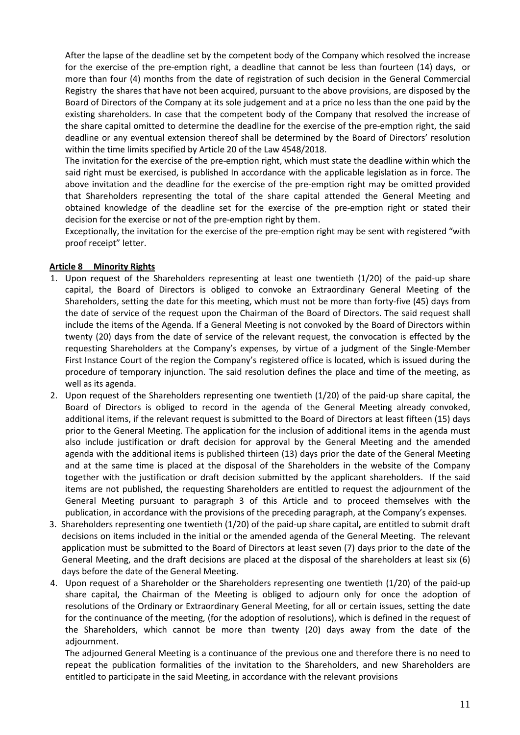After the lapse of the deadline set by the competent body of the Company which resolved the increase for the exercise of the pre-emption right, a deadline that cannot be less than fourteen (14) days, or more than four (4) months from the date of registration of such decision in the General Commercial Registry the shares that have not been acquired, pursuant to the above provisions, are disposed by the Board of Directors of the Company at its sole judgement and at a price no less than the one paid by the existing shareholders. In case that the competent body of the Company that resolved the increase of the share capital omitted to determine the deadline for the exercise of the pre-emption right, the said deadline or any eventual extension thereof shall be determined by the Board of Directors' resolution within the time limits specified by Article 20 of the Law 4548/2018.

The invitation for the exercise of the pre-emption right, which must state the deadline within which the said right must be exercised, is published In accordance with the applicable legislation as in force. The above invitation and the deadline for the exercise of the pre-emption right may be omitted provided that Shareholders representing the total of the share capital attended the General Meeting and obtained knowledge of the deadline set for the exercise of the pre-emption right or stated their decision for the exercise or not of the pre-emption right by them.

Exceptionally, the invitation for the exercise of the pre-emption right may be sent with registered "with proof receipt" letter.

**Article 8 Minority Rights**

1. Upon request of the Shareholders representing at least one twentieth (1/20) of the paid-up share capital, the Board of Directors is obliged to convoke an Extraordinary General Meeting of the Shareholders, setting the date for this meeting, which must not be more than forty-five (45) days from the date of service of the request upon the Chairman of the Board of Directors. The said request shall include the items of the Agenda. If a General Meeting is not convoked by the Board of Directors within twenty (20) days from the date of service of the relevant request, the convocation is effected by the requesting Shareholders at the Company's expenses, by virtue of a judgment of the Single-Member First Instance Court of the region the Company's registered office is located, which is issued during the procedure of temporary injunction. The said resolution defines the place and time of the meeting, as well as its agenda.
2. Upon request of the Shareholders representing one twentieth (1/20) of the paid-up share capital, the Board of Directors is obliged to record in the agenda of the General Meeting already convoked, additional items, if the relevant request is submitted to the Board of Directors at least fifteen (15) days prior to the General Meeting. The application for the inclusion of additional items in the agenda must also include justification or draft decision for approval by the General Meeting and the amended agenda with the additional items is published thirteen (13) days prior the date of the General Meeting and at the same time is placed at the disposal of the Shareholders in the website of the Company together with the justification or draft decision submitted by the applicant shareholders. If the said items are not published, the requesting Shareholders are entitled to request the adjournment of the General Meeting pursuant to paragraph 3 of this Article and to proceed themselves with the publication, in accordance with the provisions of the preceding paragraph, at the Company's expenses.
3. Shareholders representing one twentieth (1/20) of the paid-up share capital**,** are entitled to submit draft decisions on items included in the initial or the amended agenda of the General Meeting. The relevant application must be submitted to the Board of Directors at least seven (7) days prior to the date of the General Meeting, and the draft decisions are placed at the disposal of the shareholders at least six (6) days before the date of the General Meeting.
4. Upon request of a Shareholder or the Shareholders representing one twentieth (1/20) of the paid-up share capital, the Chairman of the Meeting is obliged to adjourn only for once the adoption of resolutions of the Ordinary or Extraordinary General Meeting, for all or certain issues, setting the date for the continuance of the meeting, (for the adoption of resolutions), which is defined in the request of the Shareholders, which cannot be more than twenty (20) days away from the date of the adjournment.

   The adjourned General Meeting is a continuance of the previous one and therefore there is no need to repeat the publication formalities of the invitation to the Shareholders, and new Shareholders are entitled to participate in the said Meeting, in accordance with the relevant provisions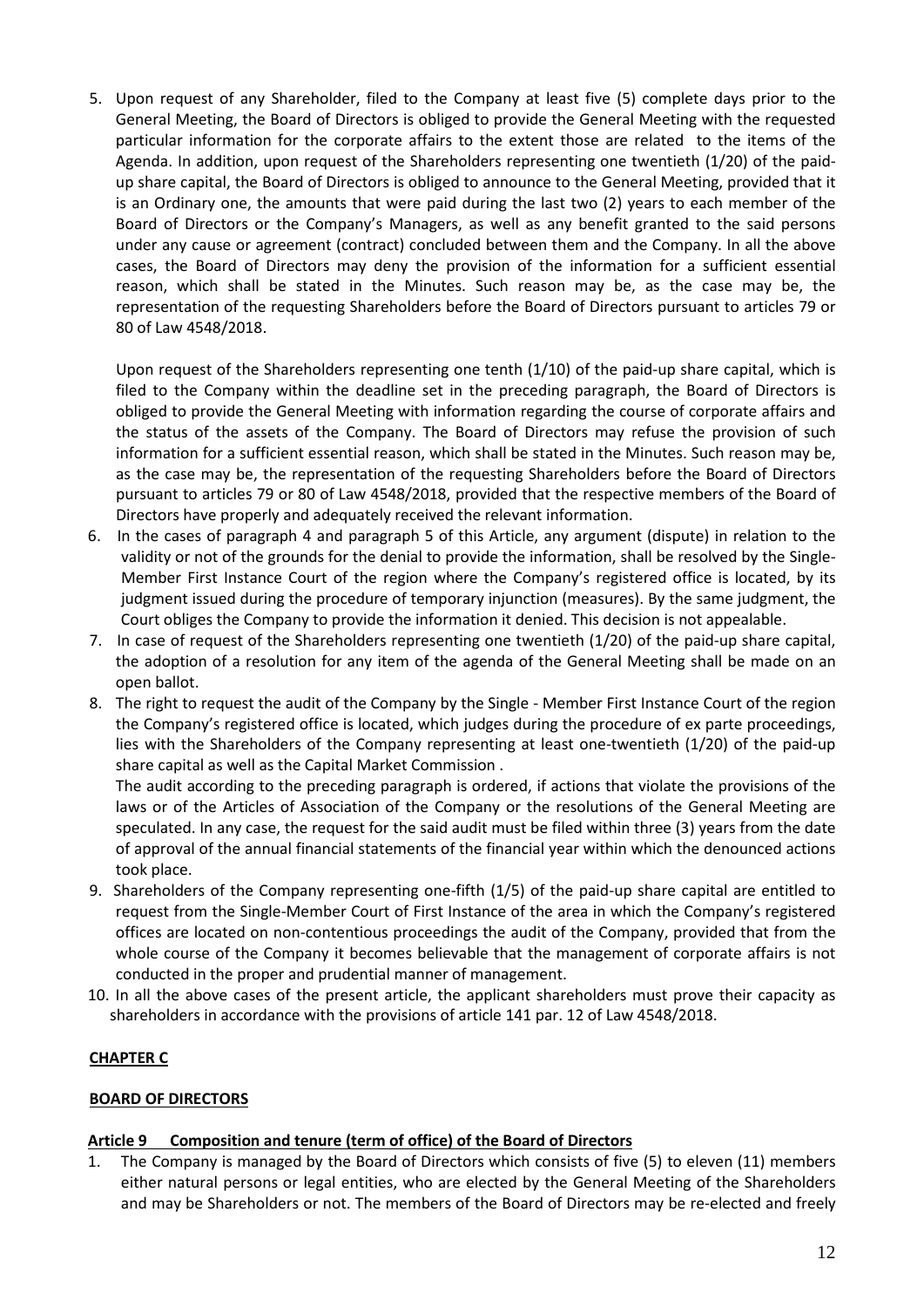5. Upon request of any Shareholder, filed to the Company at least five (5) complete days prior to the General Meeting, the Board of Directors is obliged to provide the General Meeting with the requested particular information for the corporate affairs to the extent those are related to the items of the Agenda. In addition, upon request of the Shareholders representing one twentieth (1/20) of the paid-up share capital, the Board of Directors is obliged to announce to the General Meeting, provided that it is an Ordinary one, the amounts that were paid during the last two (2) years to each member of the Board of Directors or the Company's Managers, as well as any benefit granted to the said persons under any cause or agreement (contract) concluded between them and the Company. In all the above cases, the Board of Directors may deny the provision of the information for a sufficient essential reason, which shall be stated in the Minutes. Such reason may be, as the case may be, the representation of the requesting Shareholders before the Board of Directors pursuant to articles 79 or 80 of Law 4548/2018.

   Upon request of the Shareholders representing one tenth (1/10) of the paid-up share capital, which is filed to the Company within the deadline set in the preceding paragraph, the Board of Directors is obliged to provide the General Meeting with information regarding the course of corporate affairs and the status of the assets of the Company. The Board of Directors may refuse the provision of such information for a sufficient essential reason, which shall be stated in the Minutes. Such reason may be, as the case may be, the representation of the requesting Shareholders before the Board of Directors pursuant to articles 79 or 80 of Law 4548/2018, provided that the respective members of the Board of Directors have properly and adequately received the relevant information.
6. In the cases of paragraph 4 and paragraph 5 of this Article, any argument (dispute) in relation to the validity or not of the grounds for the denial to provide the information, shall be resolved by the Single-Member First Instance Court of the region where the Company's registered office is located, by its judgment issued during the procedure of temporary injunction (measures). By the same judgment, the Court obliges the Company to provide the information it denied. This decision is not appealable.
7. In case of request of the Shareholders representing one twentieth (1/20) of the paid-up share capital, the adoption of a resolution for any item of the agenda of the General Meeting shall be made on an open ballot.
8. The right to request the audit of the Company by the Single - Member First Instance Court of the region the Company's registered office is located, which judges during the procedure of ex parte proceedings, lies with the Shareholders of the Company representing at least one-twentieth (1/20) of the paid-up share capital as well as the Capital Market Commission .

   The audit according to the preceding paragraph is ordered, if actions that violate the provisions of the laws or of the Articles of Association of the Company or the resolutions of the General Meeting are speculated. In any case, the request for the said audit must be filed within three (3) years from the date of approval of the annual financial statements of the financial year within which the denounced actions took place.
9. Shareholders of the Company representing one-fifth (1/5) of the paid-up share capital are entitled to request from the Single-Member Court of First Instance of the area in which the Company's registered offices are located on non-contentious proceedings the audit of the Company, provided that from the whole course of the Company it becomes believable that the management of corporate affairs is not conducted in the proper and prudential manner of management.
10. In all the above cases of the present article, the applicant shareholders must prove their capacity as shareholders in accordance with the provisions of article 141 par. 12 of Law 4548/2018.

## CHAPTER C

## BOARD OF DIRECTORS

### Article 9 Composition and tenure (term of office) of the Board of Directors

1. The Company is managed by the Board of Directors which consists of five (5) to eleven (11) members either natural persons or legal entities, who are elected by the General Meeting of the Shareholders and may be Shareholders or not. The members of the Board of Directors may be re-elected and freely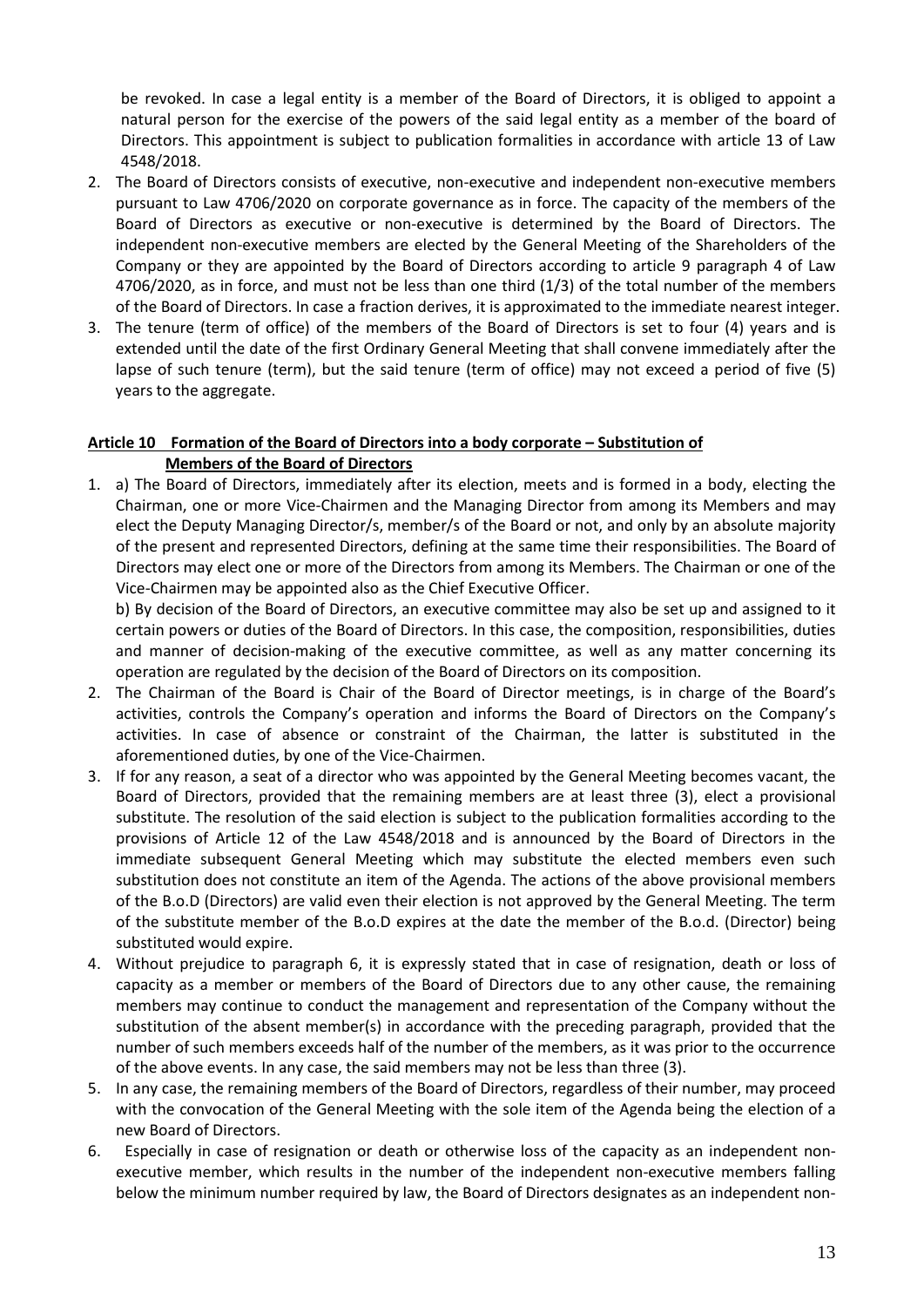be revoked. In case a legal entity is a member of the Board of Directors, it is obliged to appoint a natural person for the exercise of the powers of the said legal entity as a member of the board of Directors. This appointment is subject to publication formalities in accordance with article 13 of Law 4548/2018.

2. The Board of Directors consists of executive, non-executive and independent non-executive members pursuant to Law 4706/2020 on corporate governance as in force. The capacity of the members of the Board of Directors as executive or non-executive is determined by the Board of Directors. The independent non-executive members are elected by the General Meeting of the Shareholders of the Company or they are appointed by the Board of Directors according to article 9 paragraph 4 of Law 4706/2020, as in force, and must not be less than one third (1/3) of the total number of the members of the Board of Directors. In case a fraction derives, it is approximated to the immediate nearest integer.
3. The tenure (term of office) of the members of the Board of Directors is set to four (4) years and is extended until the date of the first Ordinary General Meeting that shall convene immediately after the lapse of such tenure (term), but the said tenure (term of office) may not exceed a period of five (5) years to the aggregate.

**Article 10 Formation of the Board of Directors into a body corporate – Substitution of Members of the Board of Directors**

1. a) The Board of Directors, immediately after its election, meets and is formed in a body, electing the Chairman, one or more Vice-Chairmen and the Managing Director from among its Members and may elect the Deputy Managing Director/s, member/s of the Board or not, and only by an absolute majority of the present and represented Directors, defining at the same time their responsibilities. The Board of Directors may elect one or more of the Directors from among its Members. The Chairman or one of the Vice-Chairmen may be appointed also as the Chief Executive Officer.

   b) By decision of the Board of Directors, an executive committee may also be set up and assigned to it certain powers or duties of the Board of Directors. In this case, the composition, responsibilities, duties and manner of decision-making of the executive committee, as well as any matter concerning its operation are regulated by the decision of the Board of Directors on its composition.
2. The Chairman of the Board is Chair of the Board of Director meetings, is in charge of the Board's activities, controls the Company's operation and informs the Board of Directors on the Company's activities. In case of absence or constraint of the Chairman, the latter is substituted in the aforementioned duties, by one of the Vice-Chairmen.
3. If for any reason, a seat of a director who was appointed by the General Meeting becomes vacant, the Board of Directors, provided that the remaining members are at least three (3), elect a provisional substitute. The resolution of the said election is subject to the publication formalities according to the provisions of Article 12 of the Law 4548/2018 and is announced by the Board of Directors in the immediate subsequent General Meeting which may substitute the elected members even such substitution does not constitute an item of the Agenda. The actions of the above provisional members of the B.o.D (Directors) are valid even their election is not approved by the General Meeting. The term of the substitute member of the B.o.D expires at the date the member of the B.o.d. (Director) being substituted would expire.
4. Without prejudice to paragraph 6, it is expressly stated that in case of resignation, death or loss of capacity as a member or members of the Board of Directors due to any other cause, the remaining members may continue to conduct the management and representation of the Company without the substitution of the absent member(s) in accordance with the preceding paragraph, provided that the number of such members exceeds half of the number of the members, as it was prior to the occurrence of the above events. In any case, the said members may not be less than three (3).
5. In any case, the remaining members of the Board of Directors, regardless of their number, may proceed with the convocation of the General Meeting with the sole item of the Agenda being the election of a new Board of Directors.
6. Especially in case of resignation or death or otherwise loss of the capacity as an independent non-executive member, which results in the number of the independent non-executive members falling below the minimum number required by law, the Board of Directors designates as an independent non-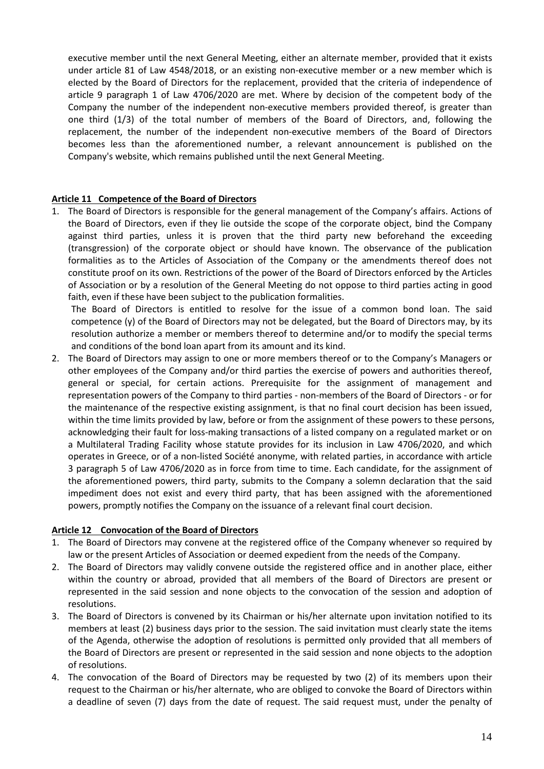executive member until the next General Meeting, either an alternate member, provided that it exists under article 81 of Law 4548/2018, or an existing non-executive member or a new member which is elected by the Board of Directors for the replacement, provided that the criteria of independence of article 9 paragraph 1 of Law 4706/2020 are met. Where by decision of the competent body of the Company the number of the independent non-executive members provided thereof, is greater than one third (1/3) of the total number of members of the Board of Directors, and, following the replacement, the number of the independent non-executive members of the Board of Directors becomes less than the aforementioned number, a relevant announcement is published on the Company's website, which remains published until the next General Meeting.

## Article 11 Competence of the Board of Directors

1. The Board of Directors is responsible for the general management of the Company's affairs. Actions of the Board of Directors, even if they lie outside the scope of the corporate object, bind the Company against third parties, unless it is proven that the third party new beforehand the exceeding (transgression) of the corporate object or should have known. The observance of the publication formalities as to the Articles of Association of the Company or the amendments thereof does not constitute proof on its own. Restrictions of the power of the Board of Directors enforced by the Articles of Association or by a resolution of the General Meeting do not oppose to third parties acting in good faith, even if these have been subject to the publication formalities.
   The Board of Directors is entitled to resolve for the issue of a common bond loan. The said competence (y) of the Board of Directors may not be delegated, but the Board of Directors may, by its resolution authorize a member or members thereof to determine and/or to modify the special terms and conditions of the bond loan apart from its amount and its kind.
2. The Board of Directors may assign to one or more members thereof or to the Company's Managers or other employees of the Company and/or third parties the exercise of powers and authorities thereof, general or special, for certain actions. Prerequisite for the assignment of management and representation powers of the Company to third parties - non-members of the Board of Directors - or for the maintenance of the respective existing assignment, is that no final court decision has been issued, within the time limits provided by law, before or from the assignment of these powers to these persons, acknowledging their fault for loss-making transactions of a listed company on a regulated market or on a Multilateral Trading Facility whose statute provides for its inclusion in Law 4706/2020, and which operates in Greece, or of a non-listed Société anonyme, with related parties, in accordance with article 3 paragraph 5 of Law 4706/2020 as in force from time to time. Each candidate, for the assignment of the aforementioned powers, third party, submits to the Company a solemn declaration that the said impediment does not exist and every third party, that has been assigned with the aforementioned powers, promptly notifies the Company on the issuance of a relevant final court decision.

## Article 12 Convocation of the Board of Directors

1. The Board of Directors may convene at the registered office of the Company whenever so required by law or the present Articles of Association or deemed expedient from the needs of the Company.
2. The Board of Directors may validly convene outside the registered office and in another place, either within the country or abroad, provided that all members of the Board of Directors are present or represented in the said session and none objects to the convocation of the session and adoption of resolutions.
3. The Board of Directors is convened by its Chairman or his/her alternate upon invitation notified to its members at least (2) business days prior to the session. The said invitation must clearly state the items of the Agenda, otherwise the adoption of resolutions is permitted only provided that all members of the Board of Directors are present or represented in the said session and none objects to the adoption of resolutions.
4. The convocation of the Board of Directors may be requested by two (2) of its members upon their request to the Chairman or his/her alternate, who are obliged to convoke the Board of Directors within a deadline of seven (7) days from the date of request. The said request must, under the penalty of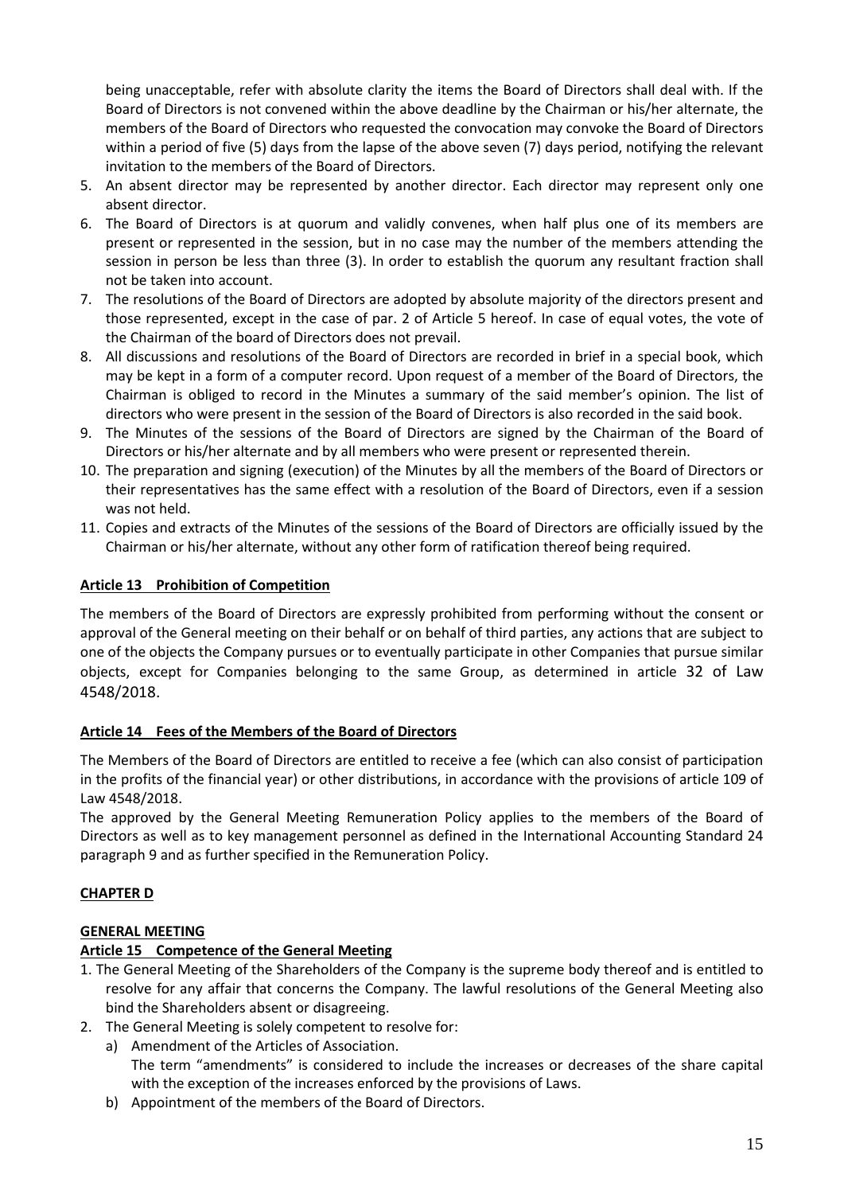being unacceptable, refer with absolute clarity the items the Board of Directors shall deal with. If the Board of Directors is not convened within the above deadline by the Chairman or his/her alternate, the members of the Board of Directors who requested the convocation may convoke the Board of Directors within a period of five (5) days from the lapse of the above seven (7) days period, notifying the relevant invitation to the members of the Board of Directors.

5. An absent director may be represented by another director. Each director may represent only one absent director.
6. The Board of Directors is at quorum and validly convenes, when half plus one of its members are present or represented in the session, but in no case may the number of the members attending the session in person be less than three (3). In order to establish the quorum any resultant fraction shall not be taken into account.
7. The resolutions of the Board of Directors are adopted by absolute majority of the directors present and those represented, except in the case of par. 2 of Article 5 hereof. In case of equal votes, the vote of the Chairman of the board of Directors does not prevail.
8. All discussions and resolutions of the Board of Directors are recorded in brief in a special book, which may be kept in a form of a computer record. Upon request of a member of the Board of Directors, the Chairman is obliged to record in the Minutes a summary of the said member's opinion. The list of directors who were present in the session of the Board of Directors is also recorded in the said book.
9. The Minutes of the sessions of the Board of Directors are signed by the Chairman of the Board of Directors or his/her alternate and by all members who were present or represented therein.
10. The preparation and signing (execution) of the Minutes by all the members of the Board of Directors or their representatives has the same effect with a resolution of the Board of Directors, even if a session was not held.
11. Copies and extracts of the Minutes of the sessions of the Board of Directors are officially issued by the Chairman or his/her alternate, without any other form of ratification thereof being required.

**Article 13 Prohibition of Competition**

The members of the Board of Directors are expressly prohibited from performing without the consent or approval of the General meeting on their behalf or on behalf of third parties, any actions that are subject to one of the objects the Company pursues or to eventually participate in other Companies that pursue similar objects, except for Companies belonging to the same Group, as determined in article 32 of Law 4548/2018.

**Article 14 Fees of the Members of the Board of Directors**

The Members of the Board of Directors are entitled to receive a fee (which can also consist of participation in the profits of the financial year) or other distributions, in accordance with the provisions of article 109 of Law 4548/2018.

The approved by the General Meeting Remuneration Policy applies to the members of the Board of Directors as well as to key management personnel as defined in the International Accounting Standard 24 paragraph 9 and as further specified in the Remuneration Policy.

## CHAPTER D

## GENERAL MEETING

**Article 15 Competence of the General Meeting**

1. The General Meeting of the Shareholders of the Company is the supreme body thereof and is entitled to resolve for any affair that concerns the Company. The lawful resolutions of the General Meeting also bind the Shareholders absent or disagreeing.
2. The General Meeting is solely competent to resolve for:
   a) Amendment of the Articles of Association.
   The term "amendments" is considered to include the increases or decreases of the share capital with the exception of the increases enforced by the provisions of Laws.
   b) Appointment of the members of the Board of Directors.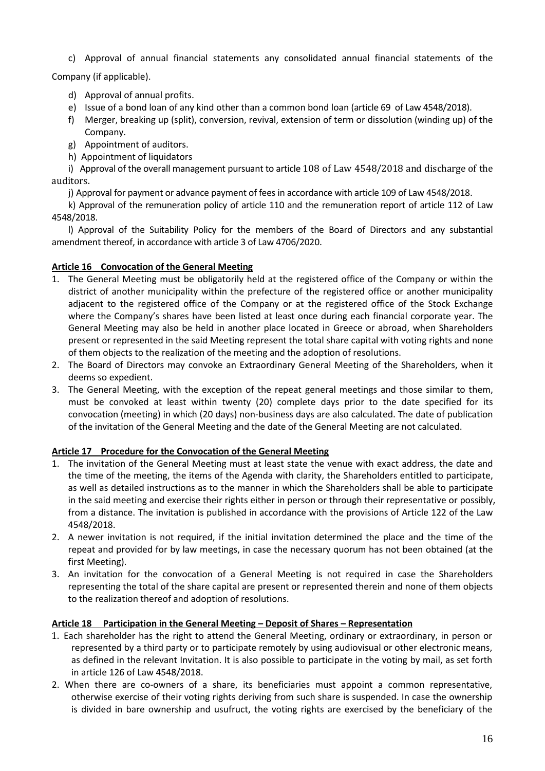c) Approval of annual financial statements any consolidated annual financial statements of the Company (if applicable).

d) Approval of annual profits.

e) Issue of a bond loan of any kind other than a common bond loan (article 69 of Law 4548/2018).

f) Merger, breaking up (split), conversion, revival, extension of term or dissolution (winding up) of the Company.

g) Appointment of auditors.

h) Appointment of liquidators

i) Approval of the overall management pursuant to article 108 of Law 4548/2018 and discharge of the auditors.

j) Approval for payment or advance payment of fees in accordance with article 109 of Law 4548/2018.

k) Approval of the remuneration policy of article 110 and the remuneration report of article 112 of Law 4548/2018.

l) Approval of the Suitability Policy for the members of the Board of Directors and any substantial amendment thereof, in accordance with article 3 of Law 4706/2020.

**Article 16 Convocation of the General Meeting**

1. The General Meeting must be obligatorily held at the registered office of the Company or within the district of another municipality within the prefecture of the registered office or another municipality adjacent to the registered office of the Company or at the registered office of the Stock Exchange where the Company's shares have been listed at least once during each financial corporate year. The General Meeting may also be held in another place located in Greece or abroad, when Shareholders present or represented in the said Meeting represent the total share capital with voting rights and none of them objects to the realization of the meeting and the adoption of resolutions.
2. The Board of Directors may convoke an Extraordinary General Meeting of the Shareholders, when it deems so expedient.
3. The General Meeting, with the exception of the repeat general meetings and those similar to them, must be convoked at least within twenty (20) complete days prior to the date specified for its convocation (meeting) in which (20 days) non-business days are also calculated. The date of publication of the invitation of the General Meeting and the date of the General Meeting are not calculated.

**Article 17 Procedure for the Convocation of the General Meeting**

1. The invitation of the General Meeting must at least state the venue with exact address, the date and the time of the meeting, the items of the Agenda with clarity, the Shareholders entitled to participate, as well as detailed instructions as to the manner in which the Shareholders shall be able to participate in the said meeting and exercise their rights either in person or through their representative or possibly, from a distance. The invitation is published in accordance with the provisions of Article 122 of the Law 4548/2018.
2. A newer invitation is not required, if the initial invitation determined the place and the time of the repeat and provided for by law meetings, in case the necessary quorum has not been obtained (at the first Meeting).
3. An invitation for the convocation of a General Meeting is not required in case the Shareholders representing the total of the share capital are present or represented therein and none of them objects to the realization thereof and adoption of resolutions.

**Article 18 Participation in the General Meeting – Deposit of Shares – Representation**

1. Each shareholder has the right to attend the General Meeting, ordinary or extraordinary, in person or represented by a third party or to participate remotely by using audiovisual or other electronic means, as defined in the relevant Invitation. It is also possible to participate in the voting by mail, as set forth in article 126 of Law 4548/2018.
2. When there are co-owners of a share, its beneficiaries must appoint a common representative, otherwise exercise of their voting rights deriving from such share is suspended. In case the ownership is divided in bare ownership and usufruct, the voting rights are exercised by the beneficiary of the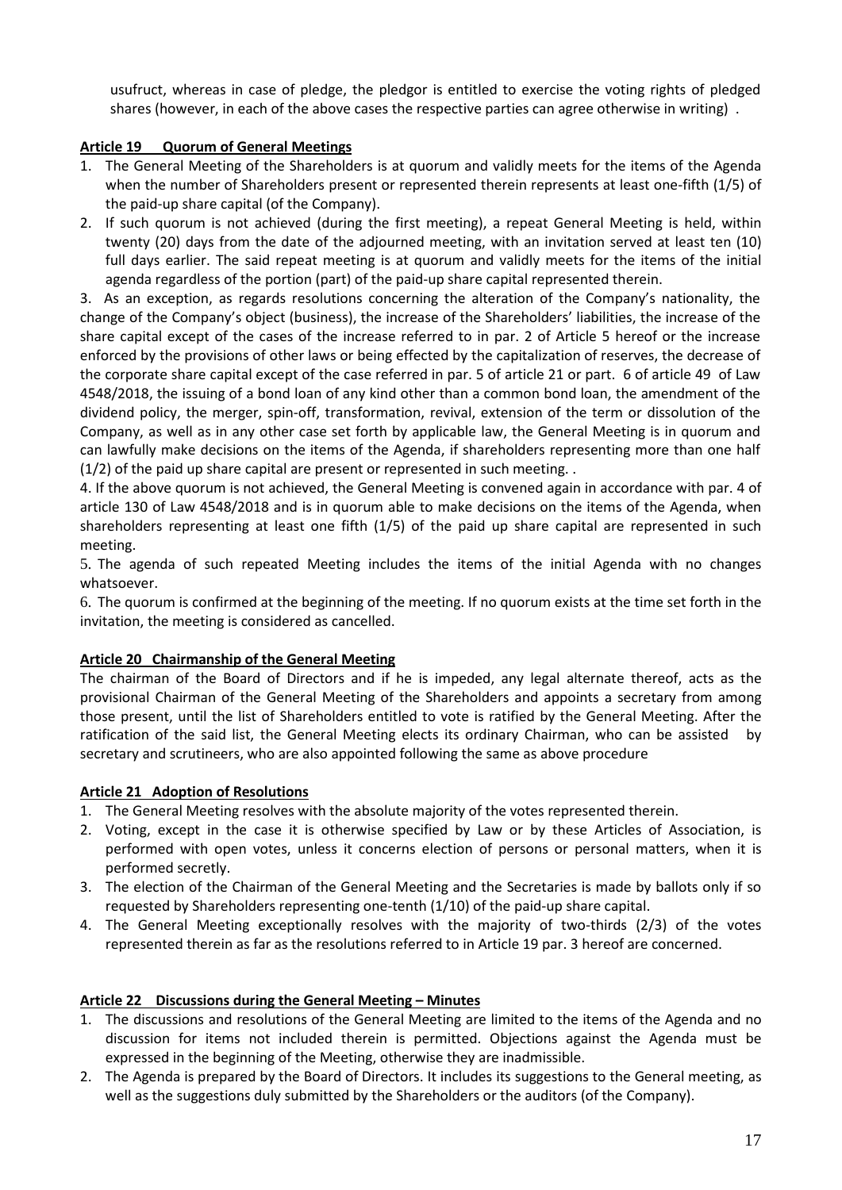usufruct, whereas in case of pledge, the pledgor is entitled to exercise the voting rights of pledged shares (however, in each of the above cases the respective parties can agree otherwise in writing) .

**Article 19 Quorum of General Meetings**

1. The General Meeting of the Shareholders is at quorum and validly meets for the items of the Agenda when the number of Shareholders present or represented therein represents at least one-fifth (1/5) of the paid-up share capital (of the Company).
2. If such quorum is not achieved (during the first meeting), a repeat General Meeting is held, within twenty (20) days from the date of the adjourned meeting, with an invitation served at least ten (10) full days earlier. The said repeat meeting is at quorum and validly meets for the items of the initial agenda regardless of the portion (part) of the paid-up share capital represented therein.

3. As an exception, as regards resolutions concerning the alteration of the Company's nationality, the change of the Company's object (business), the increase of the Shareholders' liabilities, the increase of the share capital except of the cases of the increase referred to in par. 2 of Article 5 hereof or the increase enforced by the provisions of other laws or being effected by the capitalization of reserves, the decrease of the corporate share capital except of the case referred in par. 5 of article 21 or part. 6 of article 49 of Law 4548/2018, the issuing of a bond loan of any kind other than a common bond loan, the amendment of the dividend policy, the merger, spin-off, transformation, revival, extension of the term or dissolution of the Company, as well as in any other case set forth by applicable law, the General Meeting is in quorum and can lawfully make decisions on the items of the Agenda, if shareholders representing more than one half (1/2) of the paid up share capital are present or represented in such meeting. .

4. If the above quorum is not achieved, the General Meeting is convened again in accordance with par. 4 of article 130 of Law 4548/2018 and is in quorum able to make decisions on the items of the Agenda, when shareholders representing at least one fifth (1/5) of the paid up share capital are represented in such meeting.

5. The agenda of such repeated Meeting includes the items of the initial Agenda with no changes whatsoever.

6. The quorum is confirmed at the beginning of the meeting. If no quorum exists at the time set forth in the invitation, the meeting is considered as cancelled.

**Article 20 Chairmanship of the General Meeting**

The chairman of the Board of Directors and if he is impeded, any legal alternate thereof, acts as the provisional Chairman of the General Meeting of the Shareholders and appoints a secretary from among those present, until the list of Shareholders entitled to vote is ratified by the General Meeting. After the ratification of the said list, the General Meeting elects its ordinary Chairman, who can be assisted by secretary and scrutineers, who are also appointed following the same as above procedure

**Article 21 Adoption of Resolutions**

1. The General Meeting resolves with the absolute majority of the votes represented therein.
2. Voting, except in the case it is otherwise specified by Law or by these Articles of Association, is performed with open votes, unless it concerns election of persons or personal matters, when it is performed secretly.
3. The election of the Chairman of the General Meeting and the Secretaries is made by ballots only if so requested by Shareholders representing one-tenth (1/10) of the paid-up share capital.
4. The General Meeting exceptionally resolves with the majority of two-thirds (2/3) of the votes represented therein as far as the resolutions referred to in Article 19 par. 3 hereof are concerned.

**Article 22 Discussions during the General Meeting – Minutes**

1. The discussions and resolutions of the General Meeting are limited to the items of the Agenda and no discussion for items not included therein is permitted. Objections against the Agenda must be expressed in the beginning of the Meeting, otherwise they are inadmissible.
2. The Agenda is prepared by the Board of Directors. It includes its suggestions to the General meeting, as well as the suggestions duly submitted by the Shareholders or the auditors (of the Company).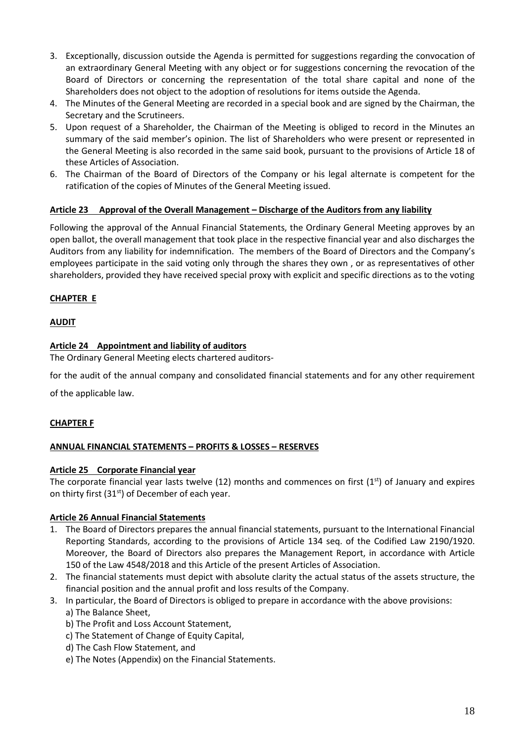3. Exceptionally, discussion outside the Agenda is permitted for suggestions regarding the convocation of an extraordinary General Meeting with any object or for suggestions concerning the revocation of the Board of Directors or concerning the representation of the total share capital and none of the Shareholders does not object to the adoption of resolutions for items outside the Agenda.
4. The Minutes of the General Meeting are recorded in a special book and are signed by the Chairman, the Secretary and the Scrutineers.
5. Upon request of a Shareholder, the Chairman of the Meeting is obliged to record in the Minutes an summary of the said member's opinion. The list of Shareholders who were present or represented in the General Meeting is also recorded in the same said book, pursuant to the provisions of Article 18 of these Articles of Association.
6. The Chairman of the Board of Directors of the Company or his legal alternate is competent for the ratification of the copies of Minutes of the General Meeting issued.

**Article 23 Approval of the Overall Management – Discharge of the Auditors from any liability**

Following the approval of the Annual Financial Statements, the Ordinary General Meeting approves by an open ballot, the overall management that took place in the respective financial year and also discharges the Auditors from any liability for indemnification. The members of the Board of Directors and the Company's employees participate in the said voting only through the shares they own , or as representatives of other shareholders, provided they have received special proxy with explicit and specific directions as to the voting

## CHAPTER E

## AUDIT

**Article 24 Appointment and liability of auditors**

The Ordinary General Meeting elects chartered auditors-

for the audit of the annual company and consolidated financial statements and for any other requirement

of the applicable law.

## CHAPTER F

## ANNUAL FINANCIAL STATEMENTS – PROFITS & LOSSES – RESERVES

**Article 25 Corporate Financial year**

The corporate financial year lasts twelve (12) months and commences on first (1st) of January and expires on thirty first (31st) of December of each year.

**Article 26 Annual Financial Statements**

1. The Board of Directors prepares the annual financial statements, pursuant to the International Financial Reporting Standards, according to the provisions of Article 134 seq. of the Codified Law 2190/1920. Moreover, the Board of Directors also prepares the Management Report, in accordance with Article 150 of the Law 4548/2018 and this Article of the present Articles of Association.
2. The financial statements must depict with absolute clarity the actual status of the assets structure, the financial position and the annual profit and loss results of the Company.
3. In particular, the Board of Directors is obliged to prepare in accordance with the above provisions:
   a) The Balance Sheet,
   b) The Profit and Loss Account Statement,
   c) The Statement of Change of Equity Capital,
   d) The Cash Flow Statement, and
   e) The Notes (Appendix) on the Financial Statements.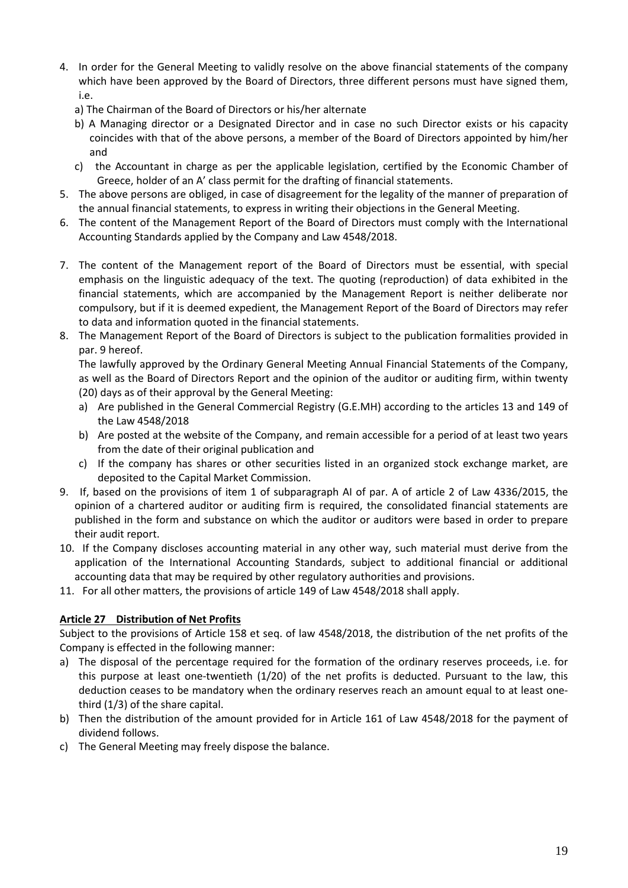4. In order for the General Meeting to validly resolve on the above financial statements of the company which have been approved by the Board of Directors, three different persons must have signed them, i.e.
   a) The Chairman of the Board of Directors or his/her alternate
   b) A Managing director or a Designated Director and in case no such Director exists or his capacity coincides with that of the above persons, a member of the Board of Directors appointed by him/her and
   c) the Accountant in charge as per the applicable legislation, certified by the Economic Chamber of Greece, holder of an A' class permit for the drafting of financial statements.
5. The above persons are obliged, in case of disagreement for the legality of the manner of preparation of the annual financial statements, to express in writing their objections in the General Meeting.
6. The content of the Management Report of the Board of Directors must comply with the International Accounting Standards applied by the Company and Law 4548/2018.
7. The content of the Management report of the Board of Directors must be essential, with special emphasis on the linguistic adequacy of the text. The quoting (reproduction) of data exhibited in the financial statements, which are accompanied by the Management Report is neither deliberate nor compulsory, but if it is deemed expedient, the Management Report of the Board of Directors may refer to data and information quoted in the financial statements.
8. The Management Report of the Board of Directors is subject to the publication formalities provided in par. 9 hereof.

   The lawfully approved by the Ordinary General Meeting Annual Financial Statements of the Company, as well as the Board of Directors Report and the opinion of the auditor or auditing firm, within twenty (20) days as of their approval by the General Meeting:
   a) Are published in the General Commercial Registry (G.E.MH) according to the articles 13 and 149 of the Law 4548/2018
   b) Are posted at the website of the Company, and remain accessible for a period of at least two years from the date of their original publication and
   c) If the company has shares or other securities listed in an organized stock exchange market, are deposited to the Capital Market Commission.
9. If, based on the provisions of item 1 of subparagraph AI of par. A of article 2 of Law 4336/2015, the opinion of a chartered auditor or auditing firm is required, the consolidated financial statements are published in the form and substance on which the auditor or auditors were based in order to prepare their audit report.
10. If the Company discloses accounting material in any other way, such material must derive from the application of the International Accounting Standards, subject to additional financial or additional accounting data that may be required by other regulatory authorities and provisions.
11. For all other matters, the provisions of article 149 of Law 4548/2018 shall apply.

## Article 27 Distribution of Net Profits

Subject to the provisions of Article 158 et seq. of law 4548/2018, the distribution of the net profits of the Company is effected in the following manner:

a) The disposal of the percentage required for the formation of the ordinary reserves proceeds, i.e. for this purpose at least one-twentieth (1/20) of the net profits is deducted. Pursuant to the law, this deduction ceases to be mandatory when the ordinary reserves reach an amount equal to at least one-third (1/3) of the share capital.
b) Then the distribution of the amount provided for in Article 161 of Law 4548/2018 for the payment of dividend follows.
c) The General Meeting may freely dispose the balance.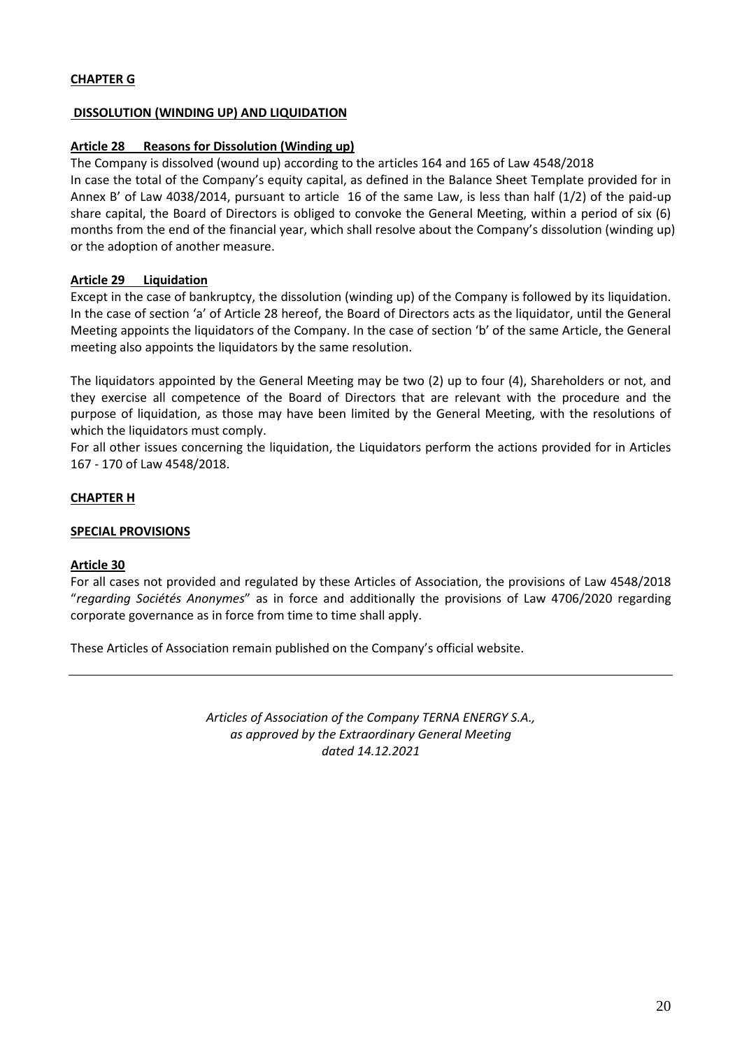## CHAPTER G

### DISSOLUTION (WINDING UP) AND LIQUIDATION

#### Article 28 Reasons for Dissolution (Winding up)

The Company is dissolved (wound up) according to the articles 164 and 165 of Law 4548/2018

In case the total of the Company's equity capital, as defined in the Balance Sheet Template provided for in Annex B' of Law 4038/2014, pursuant to article 16 of the same Law, is less than half (1/2) of the paid-up share capital, the Board of Directors is obliged to convoke the General Meeting, within a period of six (6) months from the end of the financial year, which shall resolve about the Company's dissolution (winding up) or the adoption of another measure.

#### Article 29 Liquidation

Except in the case of bankruptcy, the dissolution (winding up) of the Company is followed by its liquidation. In the case of section 'a' of Article 28 hereof, the Board of Directors acts as the liquidator, until the General Meeting appoints the liquidators of the Company. In the case of section 'b' of the same Article, the General meeting also appoints the liquidators by the same resolution.

The liquidators appointed by the General Meeting may be two (2) up to four (4), Shareholders or not, and they exercise all competence of the Board of Directors that are relevant with the procedure and the purpose of liquidation, as those may have been limited by the General Meeting, with the resolutions of which the liquidators must comply.

For all other issues concerning the liquidation, the Liquidators perform the actions provided for in Articles 167 - 170 of Law 4548/2018.

## CHAPTER H

### SPECIAL PROVISIONS

#### Article 30

For all cases not provided and regulated by these Articles of Association, the provisions of Law 4548/2018 "*regarding Sociétés Anonymes*" as in force and additionally the provisions of Law 4706/2020 regarding corporate governance as in force from time to time shall apply.

These Articles of Association remain published on the Company's official website.

---

*Articles of Association of the Company TERNA ENERGY S.A.,*
*as approved by the Extraordinary General Meeting*
*dated 14.12.2021*